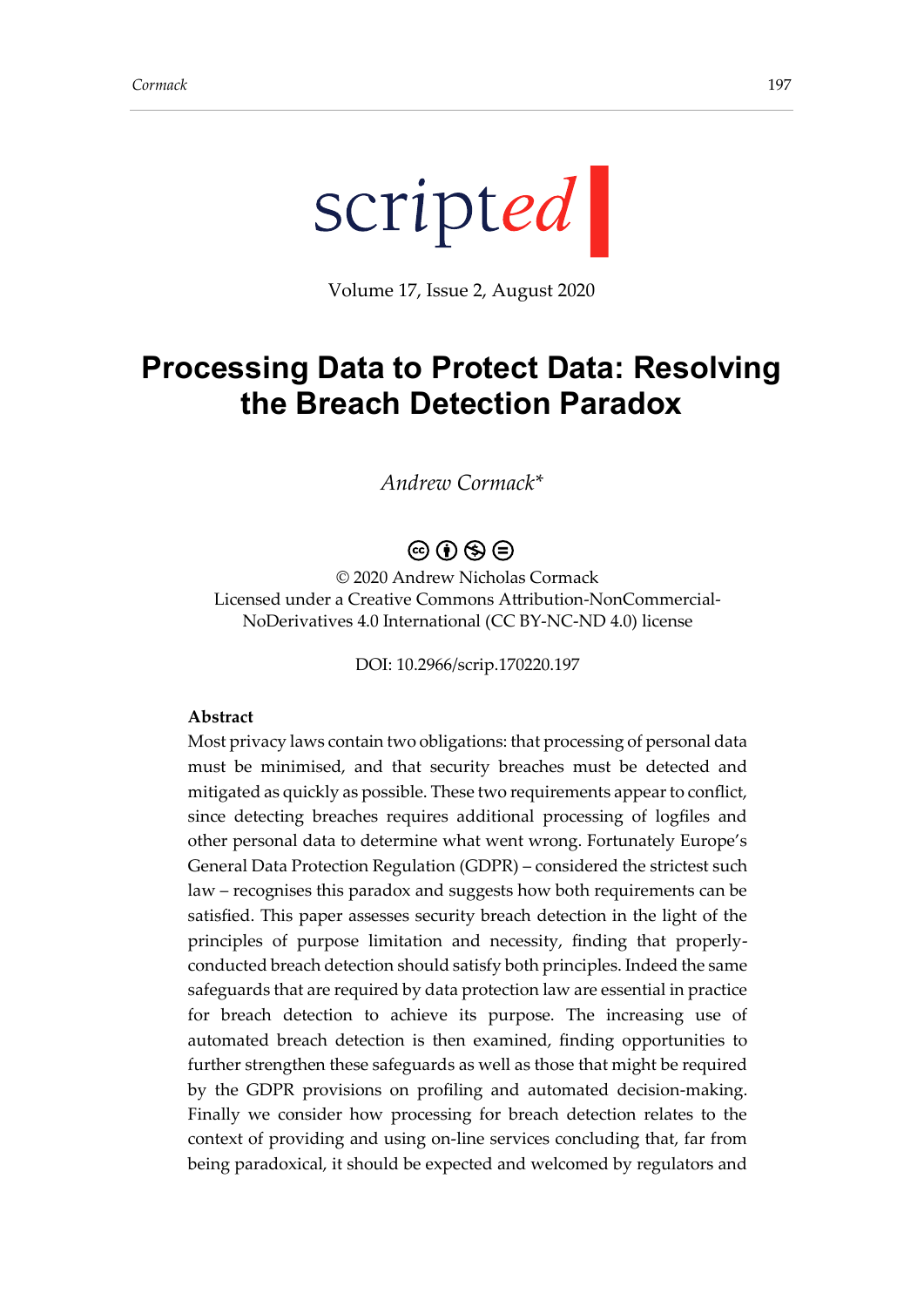scripted

Volume 17, Issue 2, August 2020

# Processing Data to Protect Data: Resolving the Breach Detection Paradox

*Andrew Cormack**

© 2020 Andrew Nicholas Cormack
Licensed under a Creative Commons Attribution-NonCommercial-NoDerivatives 4.0 International (CC BY-NC-ND 4.0) license

DOI: 10.2966/scrip.170220.197

**Abstract**

Most privacy laws contain two obligations: that processing of personal data must be minimised, and that security breaches must be detected and mitigated as quickly as possible. These two requirements appear to conflict, since detecting breaches requires additional processing of logfiles and other personal data to determine what went wrong. Fortunately Europe's General Data Protection Regulation (GDPR) – considered the strictest such law – recognises this paradox and suggests how both requirements can be satisfied. This paper assesses security breach detection in the light of the principles of purpose limitation and necessity, finding that properly-conducted breach detection should satisfy both principles. Indeed the same safeguards that are required by data protection law are essential in practice for breach detection to achieve its purpose. The increasing use of automated breach detection is then examined, finding opportunities to further strengthen these safeguards as well as those that might be required by the GDPR provisions on profiling and automated decision-making. Finally we consider how processing for breach detection relates to the context of providing and using on-line services concluding that, far from being paradoxical, it should be expected and welcomed by regulators and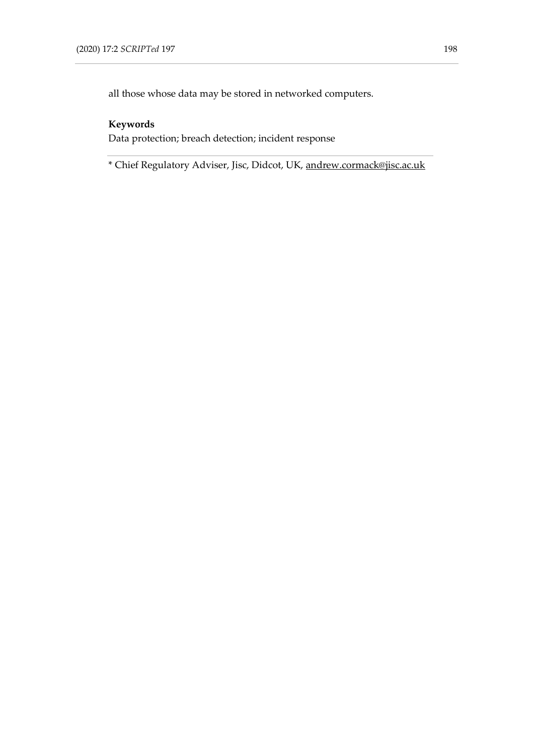all those whose data may be stored in networked computers.

**Keywords**

Data protection; breach detection; incident response

---

* Chief Regulatory Adviser, Jisc, Didcot, UK, andrew.cormack@jisc.ac.uk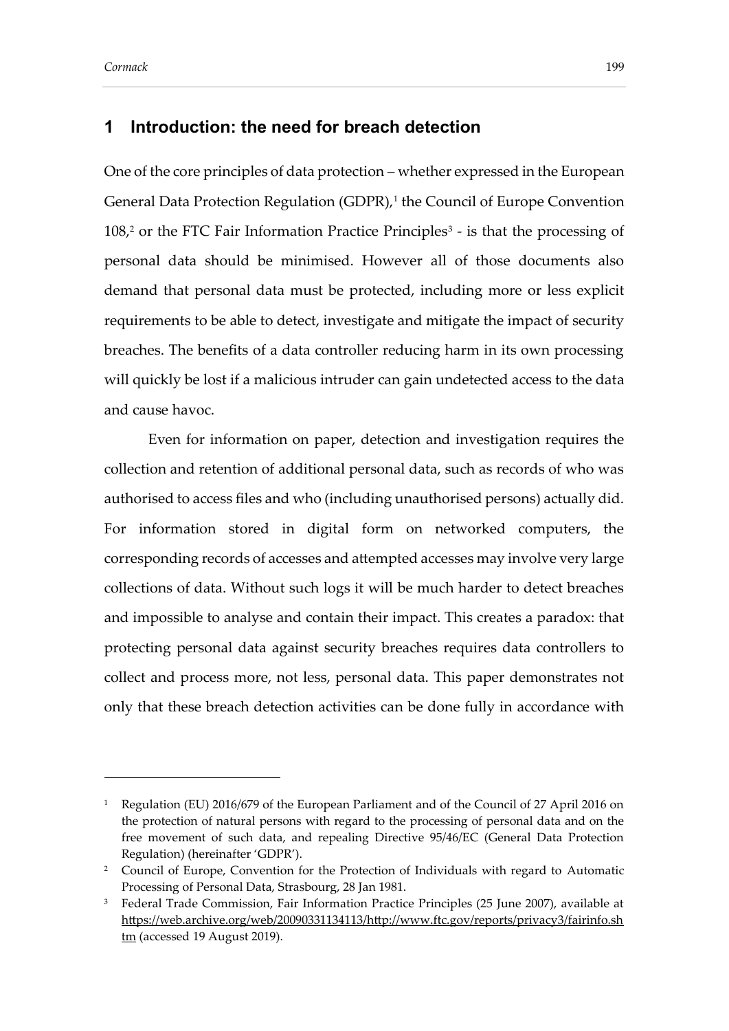## 1 Introduction: the need for breach detection

One of the core principles of data protection – whether expressed in the European General Data Protection Regulation (GDPR),[1] the Council of Europe Convention 108,[2] or the FTC Fair Information Practice Principles[3] - is that the processing of personal data should be minimised. However all of those documents also demand that personal data must be protected, including more or less explicit requirements to be able to detect, investigate and mitigate the impact of security breaches. The benefits of a data controller reducing harm in its own processing will quickly be lost if a malicious intruder can gain undetected access to the data and cause havoc.

Even for information on paper, detection and investigation requires the collection and retention of additional personal data, such as records of who was authorised to access files and who (including unauthorised persons) actually did. For information stored in digital form on networked computers, the corresponding records of accesses and attempted accesses may involve very large collections of data. Without such logs it will be much harder to detect breaches and impossible to analyse and contain their impact. This creates a paradox: that protecting personal data against security breaches requires data controllers to collect and process more, not less, personal data. This paper demonstrates not only that these breach detection activities can be done fully in accordance with

---

[1] Regulation (EU) 2016/679 of the European Parliament and of the Council of 27 April 2016 on the protection of natural persons with regard to the processing of personal data and on the free movement of such data, and repealing Directive 95/46/EC (General Data Protection Regulation) (hereinafter 'GDPR').

[2] Council of Europe, Convention for the Protection of Individuals with regard to Automatic Processing of Personal Data, Strasbourg, 28 Jan 1981.

[3] Federal Trade Commission, Fair Information Practice Principles (25 June 2007), available at https://web.archive.org/web/20090331134113/http://www.ftc.gov/reports/privacy3/fairinfo.shtm (accessed 19 August 2019).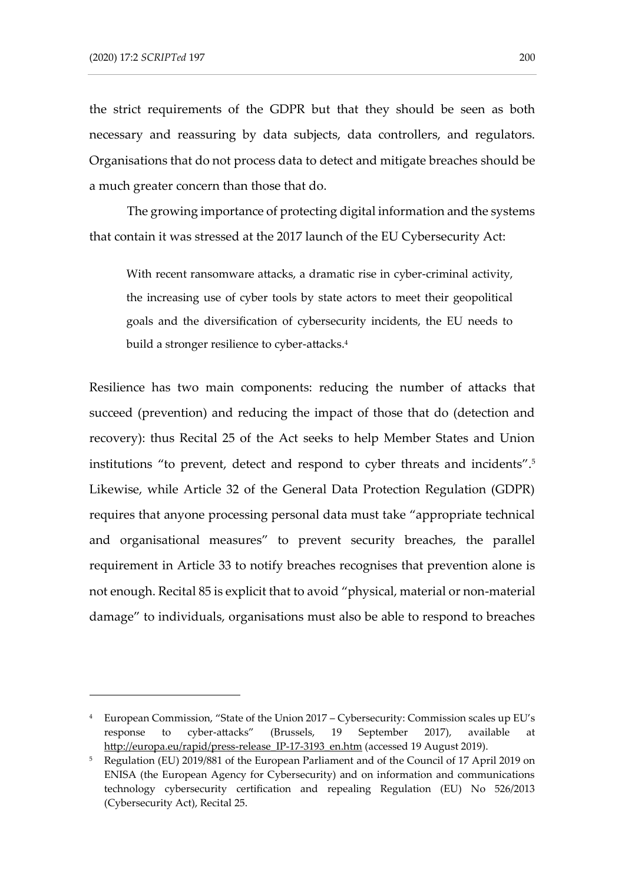the strict requirements of the GDPR but that they should be seen as both necessary and reassuring by data subjects, data controllers, and regulators. Organisations that do not process data to detect and mitigate breaches should be a much greater concern than those that do.

The growing importance of protecting digital information and the systems that contain it was stressed at the 2017 launch of the EU Cybersecurity Act:

> With recent ransomware attacks, a dramatic rise in cyber-criminal activity, the increasing use of cyber tools by state actors to meet their geopolitical goals and the diversification of cybersecurity incidents, the EU needs to build a stronger resilience to cyber-attacks.[4]

Resilience has two main components: reducing the number of attacks that succeed (prevention) and reducing the impact of those that do (detection and recovery): thus Recital 25 of the Act seeks to help Member States and Union institutions "to prevent, detect and respond to cyber threats and incidents".[5] Likewise, while Article 32 of the General Data Protection Regulation (GDPR) requires that anyone processing personal data must take "appropriate technical and organisational measures" to prevent security breaches, the parallel requirement in Article 33 to notify breaches recognises that prevention alone is not enough. Recital 85 is explicit that to avoid "physical, material or non-material damage" to individuals, organisations must also be able to respond to breaches

---

[4] European Commission, "State of the Union 2017 – Cybersecurity: Commission scales up EU's response to cyber-attacks" (Brussels, 19 September 2017), available at http://europa.eu/rapid/press-release_IP-17-3193_en.htm (accessed 19 August 2019).

[5] Regulation (EU) 2019/881 of the European Parliament and of the Council of 17 April 2019 on ENISA (the European Agency for Cybersecurity) and on information and communications technology cybersecurity certification and repealing Regulation (EU) No 526/2013 (Cybersecurity Act), Recital 25.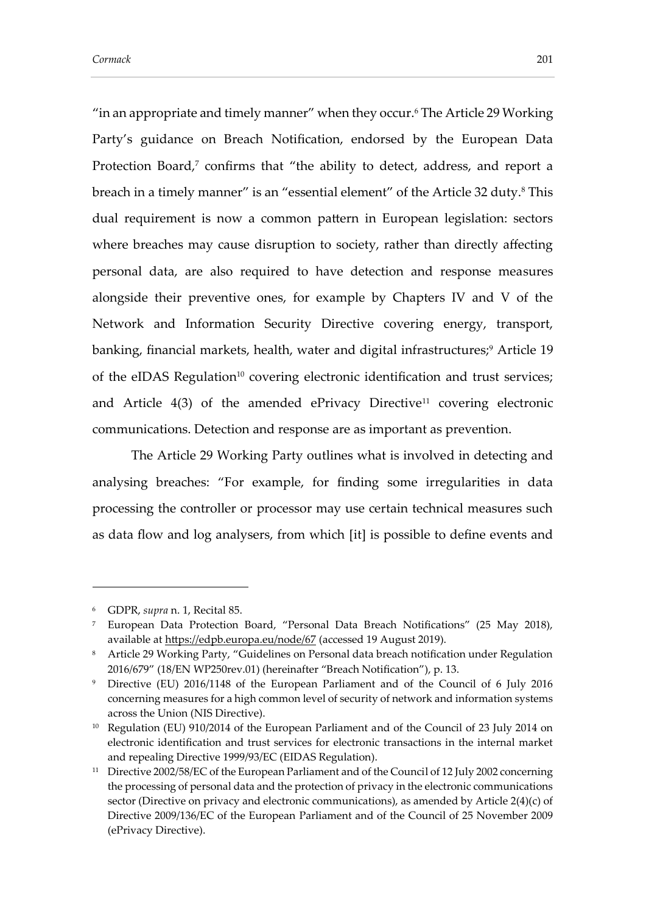"in an appropriate and timely manner" when they occur.[6] The Article 29 Working Party's guidance on Breach Notification, endorsed by the European Data Protection Board,[7] confirms that "the ability to detect, address, and report a breach in a timely manner" is an "essential element" of the Article 32 duty.[8] This dual requirement is now a common pattern in European legislation: sectors where breaches may cause disruption to society, rather than directly affecting personal data, are also required to have detection and response measures alongside their preventive ones, for example by Chapters IV and V of the Network and Information Security Directive covering energy, transport, banking, financial markets, health, water and digital infrastructures;[9] Article 19 of the eIDAS Regulation[10] covering electronic identification and trust services; and Article 4(3) of the amended ePrivacy Directive[11] covering electronic communications. Detection and response are as important as prevention.

The Article 29 Working Party outlines what is involved in detecting and analysing breaches: "For example, for finding some irregularities in data processing the controller or processor may use certain technical measures such as data flow and log analysers, from which [it] is possible to define events and

---

[6] GDPR, *supra* n. 1, Recital 85.

[7] European Data Protection Board, "Personal Data Breach Notifications" (25 May 2018), available at https://edpb.europa.eu/node/67 (accessed 19 August 2019).

[8] Article 29 Working Party, "Guidelines on Personal data breach notification under Regulation 2016/679" (18/EN WP250rev.01) (hereinafter "Breach Notification"), p. 13.

[9] Directive (EU) 2016/1148 of the European Parliament and of the Council of 6 July 2016 concerning measures for a high common level of security of network and information systems across the Union (NIS Directive).

[10] Regulation (EU) 910/2014 of the European Parliament and of the Council of 23 July 2014 on electronic identification and trust services for electronic transactions in the internal market and repealing Directive 1999/93/EC (EIDAS Regulation).

[11] Directive 2002/58/EC of the European Parliament and of the Council of 12 July 2002 concerning the processing of personal data and the protection of privacy in the electronic communications sector (Directive on privacy and electronic communications), as amended by Article 2(4)(c) of Directive 2009/136/EC of the European Parliament and of the Council of 25 November 2009 (ePrivacy Directive).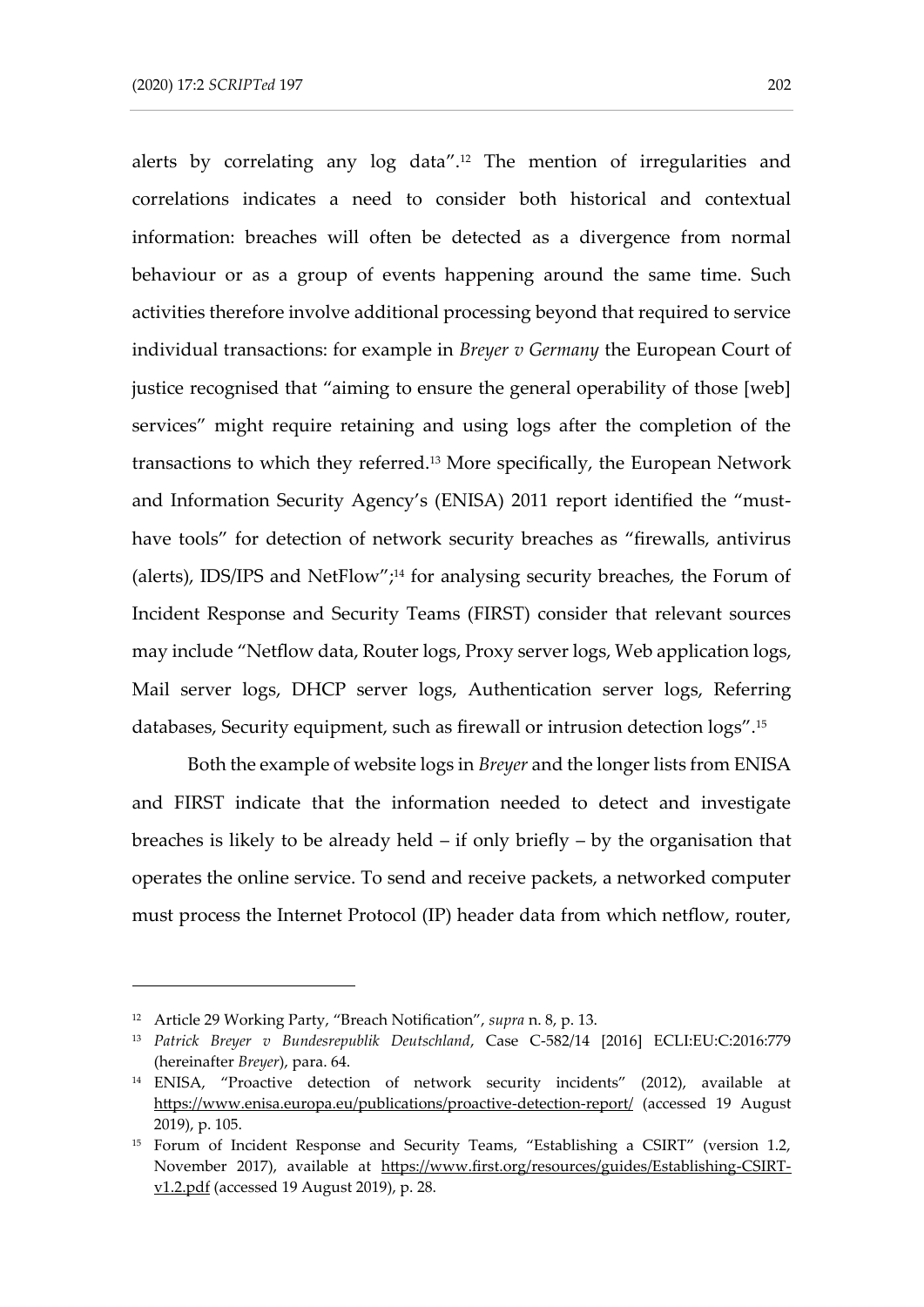alerts by correlating any log data".[12] The mention of irregularities and correlations indicates a need to consider both historical and contextual information: breaches will often be detected as a divergence from normal behaviour or as a group of events happening around the same time. Such activities therefore involve additional processing beyond that required to service individual transactions: for example in *Breyer v Germany* the European Court of justice recognised that "aiming to ensure the general operability of those [web] services" might require retaining and using logs after the completion of the transactions to which they referred.[13] More specifically, the European Network and Information Security Agency's (ENISA) 2011 report identified the "must-have tools" for detection of network security breaches as "firewalls, antivirus (alerts), IDS/IPS and NetFlow";[14] for analysing security breaches, the Forum of Incident Response and Security Teams (FIRST) consider that relevant sources may include "Netflow data, Router logs, Proxy server logs, Web application logs, Mail server logs, DHCP server logs, Authentication server logs, Referring databases, Security equipment, such as firewall or intrusion detection logs".[15]

Both the example of website logs in *Breyer* and the longer lists from ENISA and FIRST indicate that the information needed to detect and investigate breaches is likely to be already held – if only briefly – by the organisation that operates the online service. To send and receive packets, a networked computer must process the Internet Protocol (IP) header data from which netflow, router,

---

[12] Article 29 Working Party, "Breach Notification", *supra* n. 8, p. 13.

[13] *Patrick Breyer v Bundesrepublik Deutschland*, Case C-582/14 [2016] ECLI:EU:C:2016:779 (hereinafter *Breyer*), para. 64.

[14] ENISA, "Proactive detection of network security incidents" (2012), available at https://www.enisa.europa.eu/publications/proactive-detection-report/ (accessed 19 August 2019), p. 105.

[15] Forum of Incident Response and Security Teams, "Establishing a CSIRT" (version 1.2, November 2017), available at https://www.first.org/resources/guides/Establishing-CSIRT-v1.2.pdf (accessed 19 August 2019), p. 28.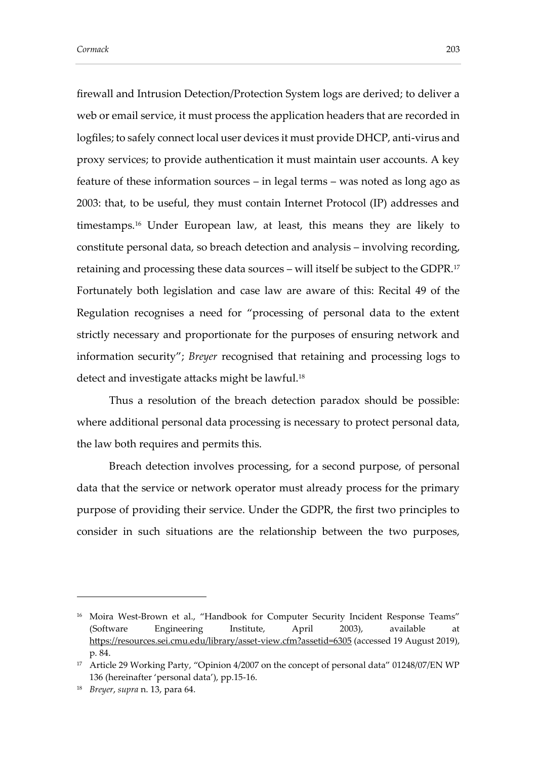firewall and Intrusion Detection/Protection System logs are derived; to deliver a web or email service, it must process the application headers that are recorded in logfiles; to safely connect local user devices it must provide DHCP, anti-virus and proxy services; to provide authentication it must maintain user accounts. A key feature of these information sources – in legal terms – was noted as long ago as 2003: that, to be useful, they must contain Internet Protocol (IP) addresses and timestamps.[16] Under European law, at least, this means they are likely to constitute personal data, so breach detection and analysis – involving recording, retaining and processing these data sources – will itself be subject to the GDPR.[17] Fortunately both legislation and case law are aware of this: Recital 49 of the Regulation recognises a need for "processing of personal data to the extent strictly necessary and proportionate for the purposes of ensuring network and information security"; *Breyer* recognised that retaining and processing logs to detect and investigate attacks might be lawful.[18]

Thus a resolution of the breach detection paradox should be possible: where additional personal data processing is necessary to protect personal data, the law both requires and permits this.

Breach detection involves processing, for a second purpose, of personal data that the service or network operator must already process for the primary purpose of providing their service. Under the GDPR, the first two principles to consider in such situations are the relationship between the two purposes,

---

[16] Moira West-Brown et al., "Handbook for Computer Security Incident Response Teams" (Software Engineering Institute, April 2003), available at https://resources.sei.cmu.edu/library/asset-view.cfm?assetid=6305 (accessed 19 August 2019), p. 84.

[17] Article 29 Working Party, "Opinion 4/2007 on the concept of personal data" 01248/07/EN WP 136 (hereinafter 'personal data'), pp.15-16.

[18] *Breyer*, *supra* n. 13, para 64.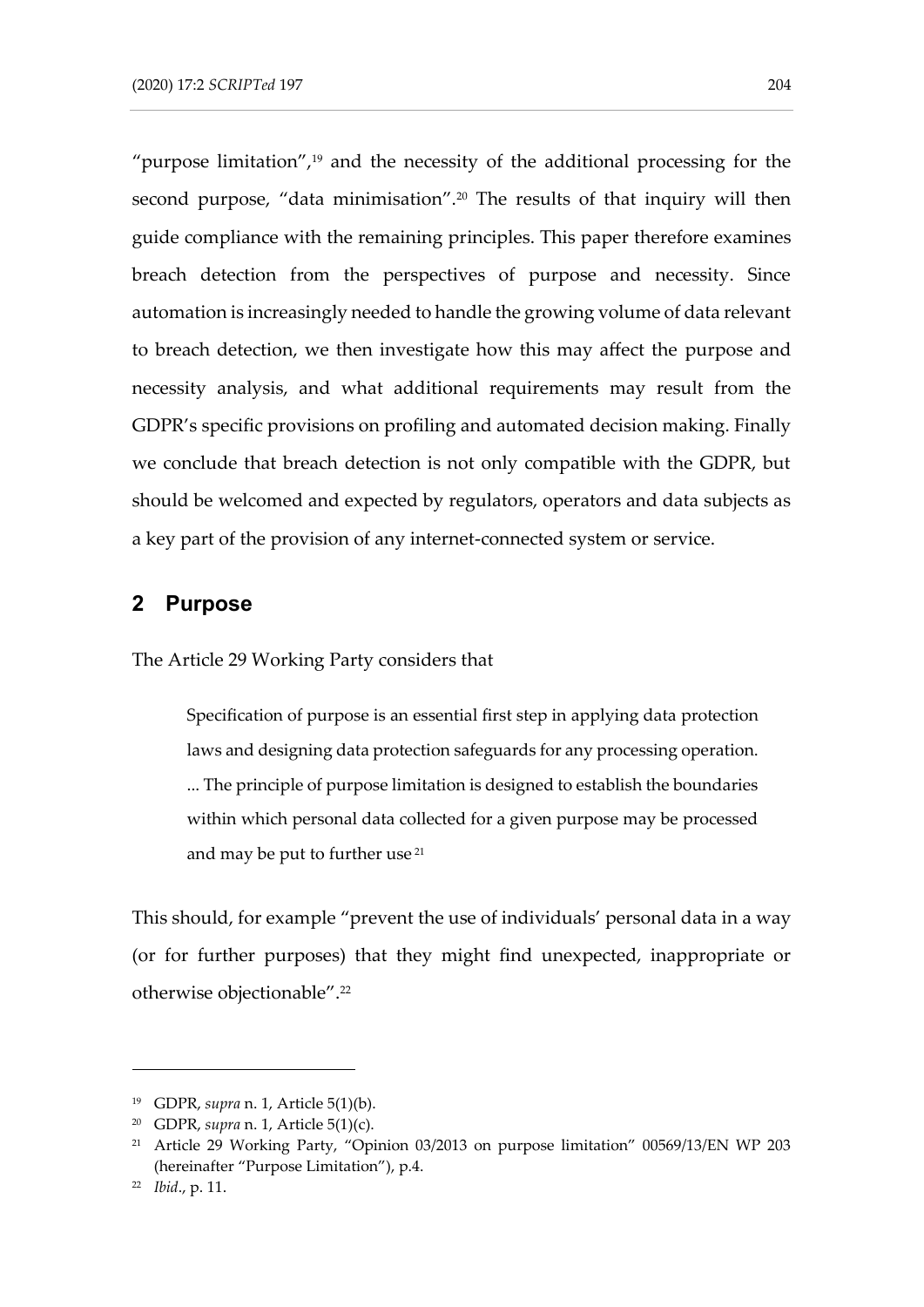"purpose limitation",[19] and the necessity of the additional processing for the second purpose, "data minimisation".[20] The results of that inquiry will then guide compliance with the remaining principles. This paper therefore examines breach detection from the perspectives of purpose and necessity. Since automation is increasingly needed to handle the growing volume of data relevant to breach detection, we then investigate how this may affect the purpose and necessity analysis, and what additional requirements may result from the GDPR's specific provisions on profiling and automated decision making. Finally we conclude that breach detection is not only compatible with the GDPR, but should be welcomed and expected by regulators, operators and data subjects as a key part of the provision of any internet-connected system or service.

## 2 Purpose

The Article 29 Working Party considers that

> Specification of purpose is an essential first step in applying data protection laws and designing data protection safeguards for any processing operation. ... The principle of purpose limitation is designed to establish the boundaries within which personal data collected for a given purpose may be processed and may be put to further use [21]

This should, for example "prevent the use of individuals' personal data in a way (or for further purposes) that they might find unexpected, inappropriate or otherwise objectionable".[22]

---

[19] GDPR, *supra* n. 1, Article 5(1)(b).

[20] GDPR, *supra* n. 1, Article 5(1)(c).

[21] Article 29 Working Party, "Opinion 03/2013 on purpose limitation" 00569/13/EN WP 203 (hereinafter "Purpose Limitation"), p.4.

[22] *Ibid*., p. 11.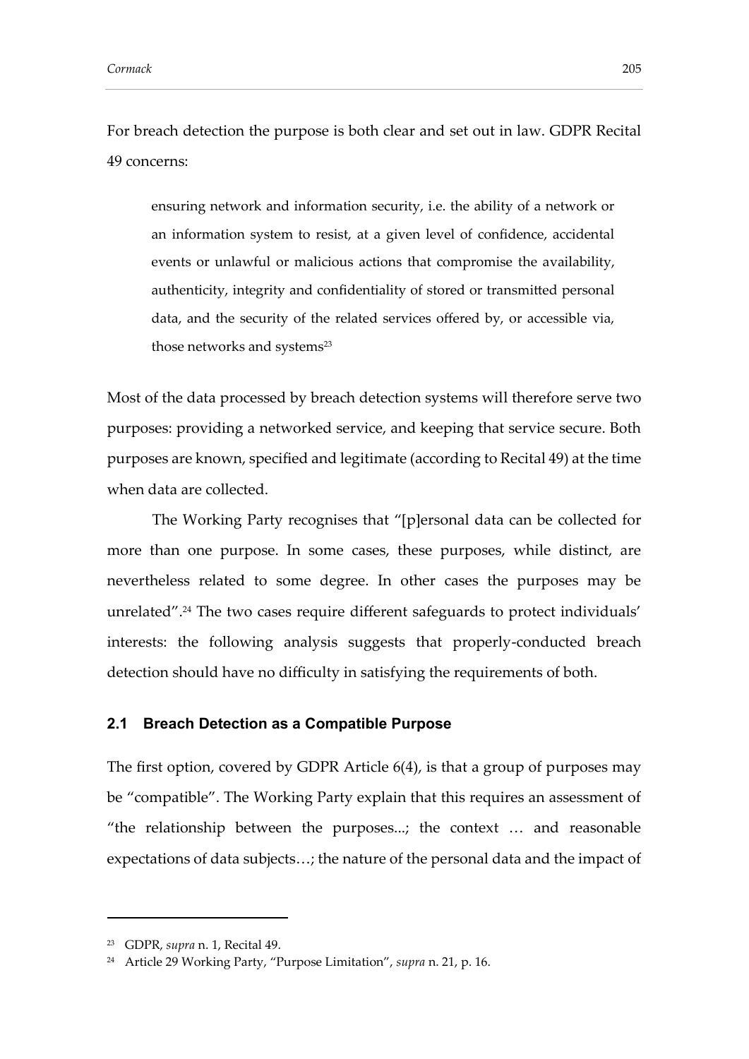For breach detection the purpose is both clear and set out in law. GDPR Recital 49 concerns:

> ensuring network and information security, i.e. the ability of a network or an information system to resist, at a given level of confidence, accidental events or unlawful or malicious actions that compromise the availability, authenticity, integrity and confidentiality of stored or transmitted personal data, and the security of the related services offered by, or accessible via, those networks and systems[23]

Most of the data processed by breach detection systems will therefore serve two purposes: providing a networked service, and keeping that service secure. Both purposes are known, specified and legitimate (according to Recital 49) at the time when data are collected.

The Working Party recognises that "[p]ersonal data can be collected for more than one purpose. In some cases, these purposes, while distinct, are nevertheless related to some degree. In other cases the purposes may be unrelated".[24] The two cases require different safeguards to protect individuals' interests: the following analysis suggests that properly-conducted breach detection should have no difficulty in satisfying the requirements of both.

### 2.1 Breach Detection as a Compatible Purpose

The first option, covered by GDPR Article 6(4), is that a group of purposes may be "compatible". The Working Party explain that this requires an assessment of "the relationship between the purposes...; the context … and reasonable expectations of data subjects…; the nature of the personal data and the impact of

---

[23] GDPR, *supra* n. 1, Recital 49.

[24] Article 29 Working Party, "Purpose Limitation", *supra* n. 21, p. 16.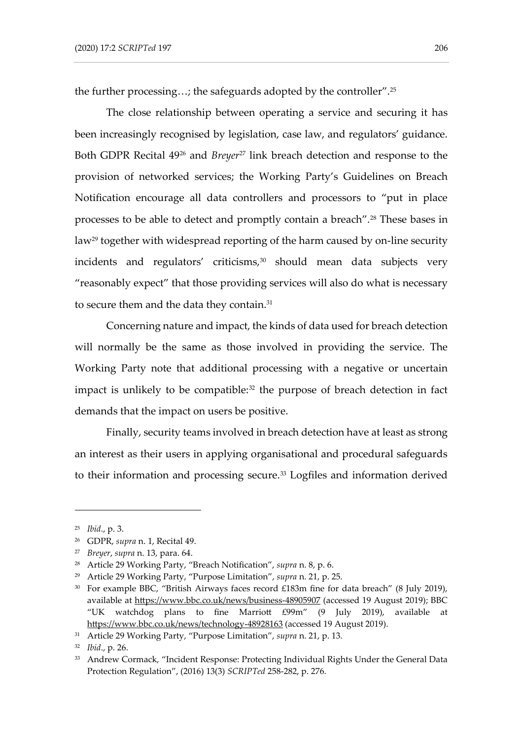the further processing…; the safeguards adopted by the controller".[25]

The close relationship between operating a service and securing it has been increasingly recognised by legislation, case law, and regulators' guidance. Both GDPR Recital 49[26] and *Breyer*[27] link breach detection and response to the provision of networked services; the Working Party's Guidelines on Breach Notification encourage all data controllers and processors to "put in place processes to be able to detect and promptly contain a breach".[28] These bases in law[29] together with widespread reporting of the harm caused by on-line security incidents and regulators' criticisms,[30] should mean data subjects very "reasonably expect" that those providing services will also do what is necessary to secure them and the data they contain.[31]

Concerning nature and impact, the kinds of data used for breach detection will normally be the same as those involved in providing the service. The Working Party note that additional processing with a negative or uncertain impact is unlikely to be compatible:[32] the purpose of breach detection in fact demands that the impact on users be positive.

Finally, security teams involved in breach detection have at least as strong an interest as their users in applying organisational and procedural safeguards to their information and processing secure.[33] Logfiles and information derived

---

[25] *Ibid*., p. 3.

[26] GDPR, *supra* n. 1, Recital 49.

[27] *Breyer*, *supra* n. 13, para. 64.

[28] Article 29 Working Party, "Breach Notification", *supra* n. 8, p. 6.

[29] Article 29 Working Party, "Purpose Limitation", *supra* n. 21, p. 25.

[30] For example BBC, "British Airways faces record £183m fine for data breach" (8 July 2019), available at https://www.bbc.co.uk/news/business-48905907 (accessed 19 August 2019); BBC "UK watchdog plans to fine Marriott £99m" (9 July 2019), available at https://www.bbc.co.uk/news/technology-48928163 (accessed 19 August 2019).

[31] Article 29 Working Party, "Purpose Limitation", *supra* n. 21, p. 13.

[32] *Ibid*., p. 26.

[33] Andrew Cormack, "Incident Response: Protecting Individual Rights Under the General Data Protection Regulation", (2016) 13(3) *SCRIPTed* 258-282, p. 276.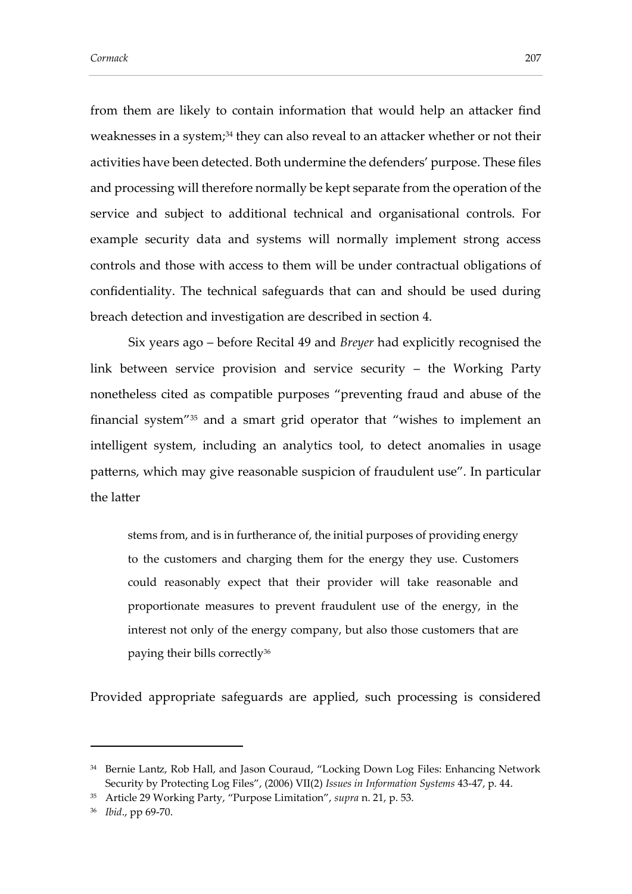from them are likely to contain information that would help an attacker find weaknesses in a system;[34] they can also reveal to an attacker whether or not their activities have been detected. Both undermine the defenders' purpose. These files and processing will therefore normally be kept separate from the operation of the service and subject to additional technical and organisational controls. For example security data and systems will normally implement strong access controls and those with access to them will be under contractual obligations of confidentiality. The technical safeguards that can and should be used during breach detection and investigation are described in section 4.

Six years ago – before Recital 49 and *Breyer* had explicitly recognised the link between service provision and service security – the Working Party nonetheless cited as compatible purposes "preventing fraud and abuse of the financial system"[35] and a smart grid operator that "wishes to implement an intelligent system, including an analytics tool, to detect anomalies in usage patterns, which may give reasonable suspicion of fraudulent use". In particular the latter

> stems from, and is in furtherance of, the initial purposes of providing energy to the customers and charging them for the energy they use. Customers could reasonably expect that their provider will take reasonable and proportionate measures to prevent fraudulent use of the energy, in the interest not only of the energy company, but also those customers that are paying their bills correctly[36]

Provided appropriate safeguards are applied, such processing is considered

---

[34] Bernie Lantz, Rob Hall, and Jason Couraud, "Locking Down Log Files: Enhancing Network Security by Protecting Log Files", (2006) VII(2) *Issues in Information Systems* 43-47, p. 44.

[35] Article 29 Working Party, "Purpose Limitation", *supra* n. 21, p. 53.

[36] *Ibid*., pp 69-70.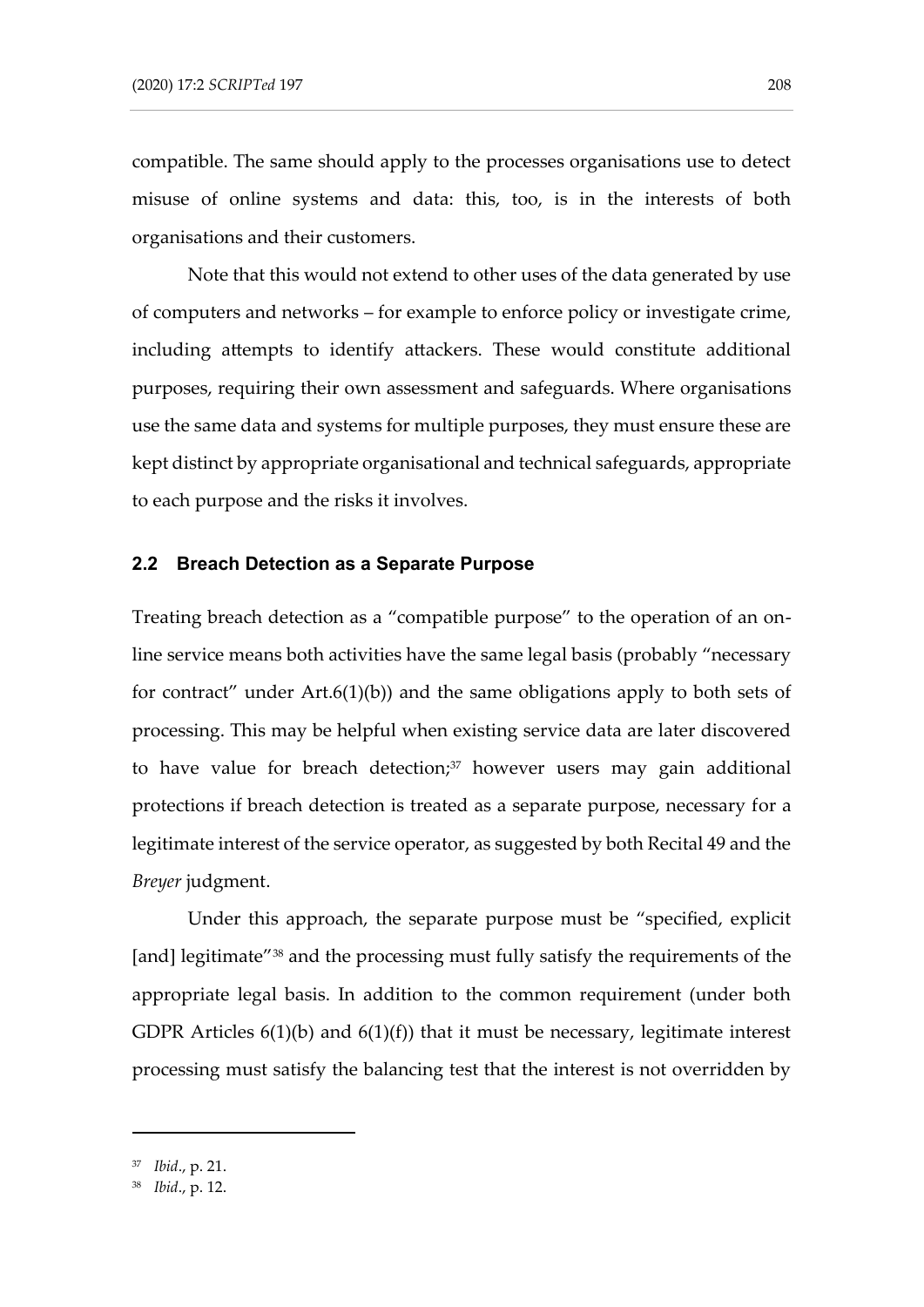compatible. The same should apply to the processes organisations use to detect misuse of online systems and data: this, too, is in the interests of both organisations and their customers.

Note that this would not extend to other uses of the data generated by use of computers and networks – for example to enforce policy or investigate crime, including attempts to identify attackers. These would constitute additional purposes, requiring their own assessment and safeguards. Where organisations use the same data and systems for multiple purposes, they must ensure these are kept distinct by appropriate organisational and technical safeguards, appropriate to each purpose and the risks it involves.

## 2.2 Breach Detection as a Separate Purpose

Treating breach detection as a "compatible purpose" to the operation of an on-line service means both activities have the same legal basis (probably "necessary for contract" under Art.6(1)(b)) and the same obligations apply to both sets of processing. This may be helpful when existing service data are later discovered to have value for breach detection;[37] however users may gain additional protections if breach detection is treated as a separate purpose, necessary for a legitimate interest of the service operator, as suggested by both Recital 49 and the *Breyer* judgment.

Under this approach, the separate purpose must be "specified, explicit [and] legitimate"[38] and the processing must fully satisfy the requirements of the appropriate legal basis. In addition to the common requirement (under both GDPR Articles 6(1)(b) and 6(1)(f)) that it must be necessary, legitimate interest processing must satisfy the balancing test that the interest is not overridden by

[37] *Ibid*., p. 21.

[38] *Ibid*., p. 12.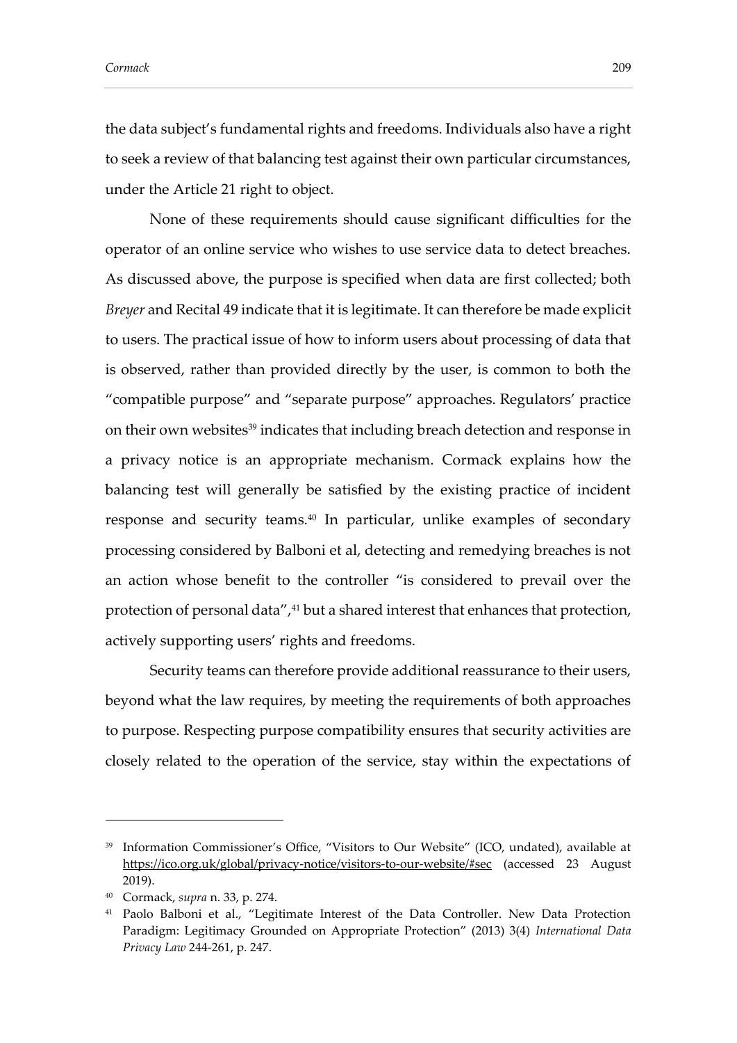the data subject's fundamental rights and freedoms. Individuals also have a right to seek a review of that balancing test against their own particular circumstances, under the Article 21 right to object.

None of these requirements should cause significant difficulties for the operator of an online service who wishes to use service data to detect breaches. As discussed above, the purpose is specified when data are first collected; both *Breyer* and Recital 49 indicate that it is legitimate. It can therefore be made explicit to users. The practical issue of how to inform users about processing of data that is observed, rather than provided directly by the user, is common to both the "compatible purpose" and "separate purpose" approaches. Regulators' practice on their own websites[39] indicates that including breach detection and response in a privacy notice is an appropriate mechanism. Cormack explains how the balancing test will generally be satisfied by the existing practice of incident response and security teams.[40] In particular, unlike examples of secondary processing considered by Balboni et al, detecting and remedying breaches is not an action whose benefit to the controller "is considered to prevail over the protection of personal data",[41] but a shared interest that enhances that protection, actively supporting users' rights and freedoms.

Security teams can therefore provide additional reassurance to their users, beyond what the law requires, by meeting the requirements of both approaches to purpose. Respecting purpose compatibility ensures that security activities are closely related to the operation of the service, stay within the expectations of

---

[39] Information Commissioner's Office, "Visitors to Our Website" (ICO, undated), available at https://ico.org.uk/global/privacy-notice/visitors-to-our-website/#sec (accessed 23 August 2019).

[40] Cormack, *supra* n. 33, p. 274.

[41] Paolo Balboni et al., "Legitimate Interest of the Data Controller. New Data Protection Paradigm: Legitimacy Grounded on Appropriate Protection" (2013) 3(4) *International Data Privacy Law* 244-261, p. 247.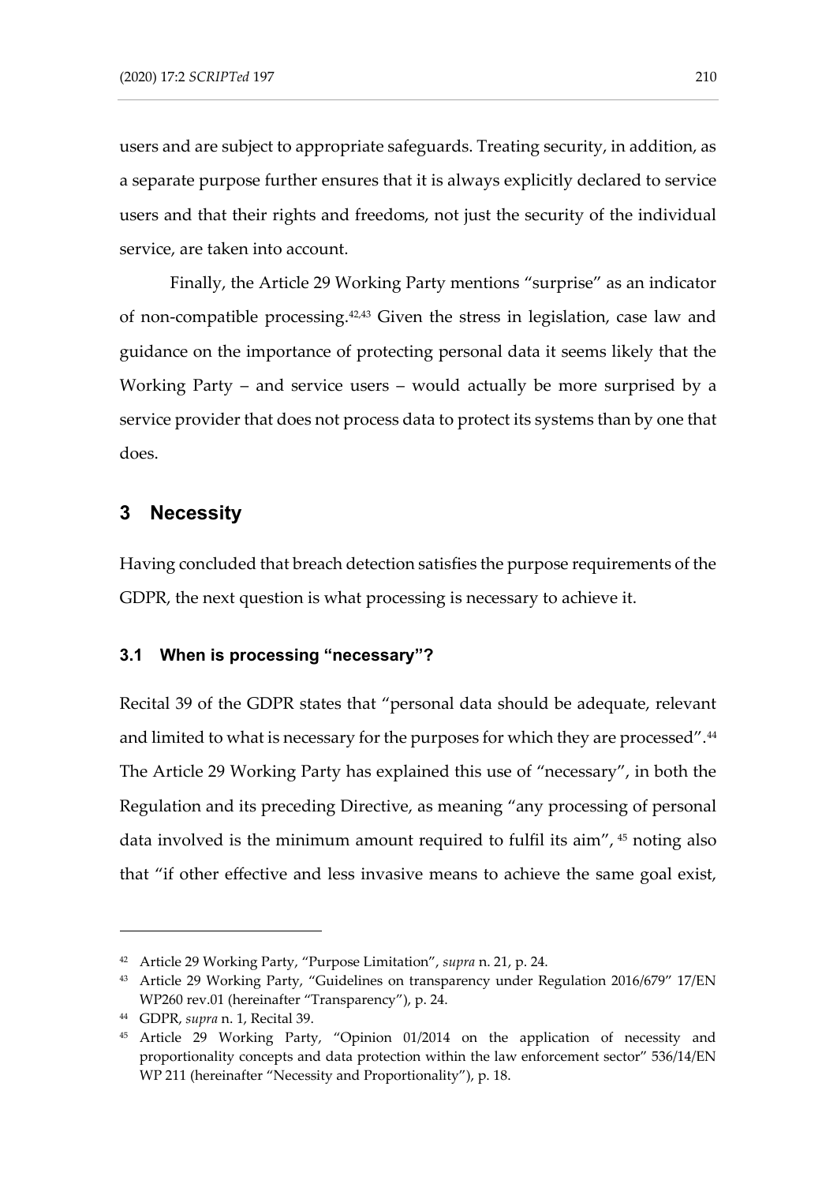users and are subject to appropriate safeguards. Treating security, in addition, as a separate purpose further ensures that it is always explicitly declared to service users and that their rights and freedoms, not just the security of the individual service, are taken into account.

Finally, the Article 29 Working Party mentions "surprise" as an indicator of non-compatible processing.[42,43] Given the stress in legislation, case law and guidance on the importance of protecting personal data it seems likely that the Working Party – and service users – would actually be more surprised by a service provider that does not process data to protect its systems than by one that does.

## 3 Necessity

Having concluded that breach detection satisfies the purpose requirements of the GDPR, the next question is what processing is necessary to achieve it.

### 3.1 When is processing "necessary"?

Recital 39 of the GDPR states that "personal data should be adequate, relevant and limited to what is necessary for the purposes for which they are processed".[44] The Article 29 Working Party has explained this use of "necessary", in both the Regulation and its preceding Directive, as meaning "any processing of personal data involved is the minimum amount required to fulfil its aim", [45] noting also that "if other effective and less invasive means to achieve the same goal exist,

---

[42] Article 29 Working Party, "Purpose Limitation", *supra* n. 21, p. 24.

[43] Article 29 Working Party, "Guidelines on transparency under Regulation 2016/679" 17/EN WP260 rev.01 (hereinafter "Transparency"), p. 24.

[44] GDPR, *supra* n. 1, Recital 39.

[45] Article 29 Working Party, "Opinion 01/2014 on the application of necessity and proportionality concepts and data protection within the law enforcement sector" 536/14/EN WP 211 (hereinafter "Necessity and Proportionality"), p. 18.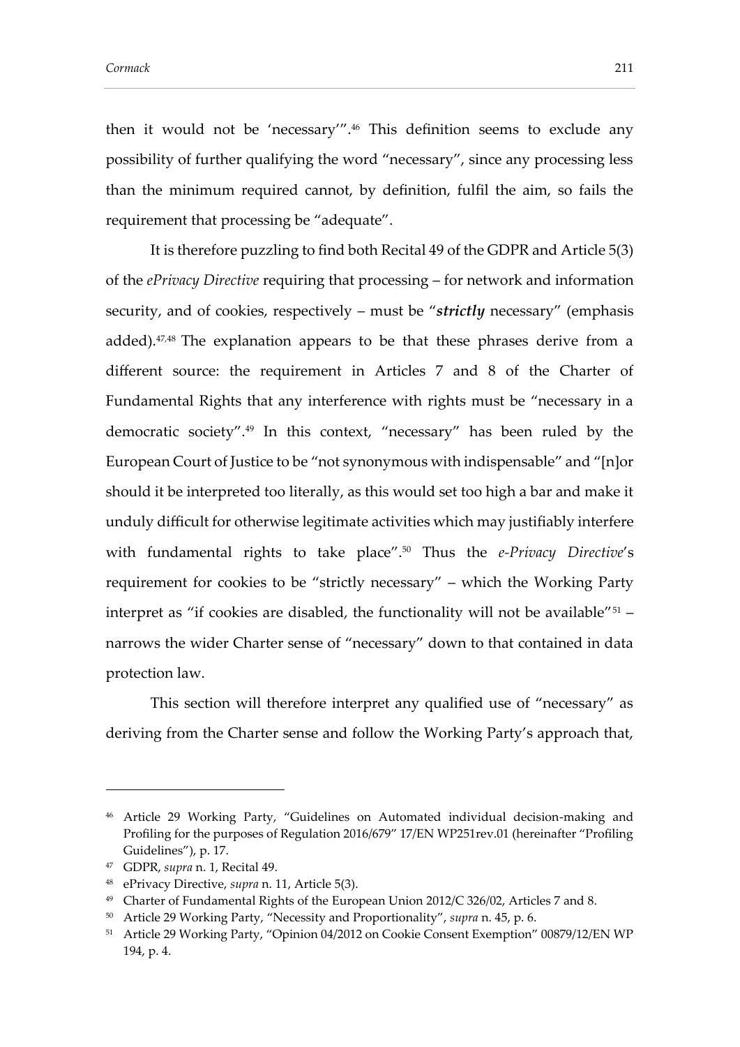then it would not be 'necessary'".[46] This definition seems to exclude any possibility of further qualifying the word "necessary", since any processing less than the minimum required cannot, by definition, fulfil the aim, so fails the requirement that processing be "adequate".

It is therefore puzzling to find both Recital 49 of the GDPR and Article 5(3) of the *ePrivacy Directive* requiring that processing – for network and information security, and of cookies, respectively – must be "***strictly*** necessary" (emphasis added).[47,48] The explanation appears to be that these phrases derive from a different source: the requirement in Articles 7 and 8 of the Charter of Fundamental Rights that any interference with rights must be "necessary in a democratic society".[49] In this context, "necessary" has been ruled by the European Court of Justice to be "not synonymous with indispensable" and "[n]or should it be interpreted too literally, as this would set too high a bar and make it unduly difficult for otherwise legitimate activities which may justifiably interfere with fundamental rights to take place".[50] Thus the *e-Privacy Directive*'s requirement for cookies to be "strictly necessary" – which the Working Party interpret as "if cookies are disabled, the functionality will not be available"[51] – narrows the wider Charter sense of "necessary" down to that contained in data protection law.

This section will therefore interpret any qualified use of "necessary" as deriving from the Charter sense and follow the Working Party's approach that,

---

[46] Article 29 Working Party, "Guidelines on Automated individual decision-making and Profiling for the purposes of Regulation 2016/679" 17/EN WP251rev.01 (hereinafter "Profiling Guidelines"), p. 17.

[47] GDPR, *supra* n. 1, Recital 49.

[48] ePrivacy Directive, *supra* n. 11, Article 5(3).

[49] Charter of Fundamental Rights of the European Union 2012/C 326/02, Articles 7 and 8.

[50] Article 29 Working Party, "Necessity and Proportionality", *supra* n. 45, p. 6.

[51] Article 29 Working Party, "Opinion 04/2012 on Cookie Consent Exemption" 00879/12/EN WP 194, p. 4.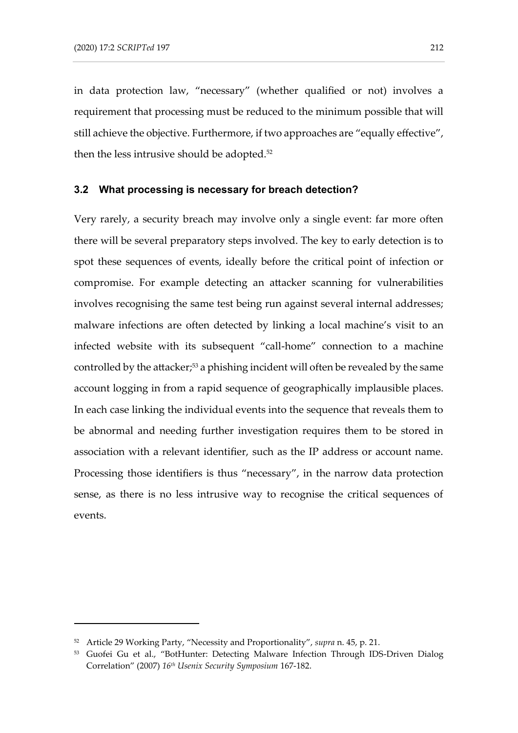in data protection law, "necessary" (whether qualified or not) involves a requirement that processing must be reduced to the minimum possible that will still achieve the objective. Furthermore, if two approaches are "equally effective", then the less intrusive should be adopted.[52]

### 3.2 What processing is necessary for breach detection?

Very rarely, a security breach may involve only a single event: far more often there will be several preparatory steps involved. The key to early detection is to spot these sequences of events, ideally before the critical point of infection or compromise. For example detecting an attacker scanning for vulnerabilities involves recognising the same test being run against several internal addresses; malware infections are often detected by linking a local machine's visit to an infected website with its subsequent "call-home" connection to a machine controlled by the attacker;[53] a phishing incident will often be revealed by the same account logging in from a rapid sequence of geographically implausible places. In each case linking the individual events into the sequence that reveals them to be abnormal and needing further investigation requires them to be stored in association with a relevant identifier, such as the IP address or account name. Processing those identifiers is thus "necessary", in the narrow data protection sense, as there is no less intrusive way to recognise the critical sequences of events.

---

[52] Article 29 Working Party, "Necessity and Proportionality", *supra* n. 45, p. 21.

[53] Guofei Gu et al., "BotHunter: Detecting Malware Infection Through IDS-Driven Dialog Correlation" (2007) *16th Usenix Security Symposium* 167-182.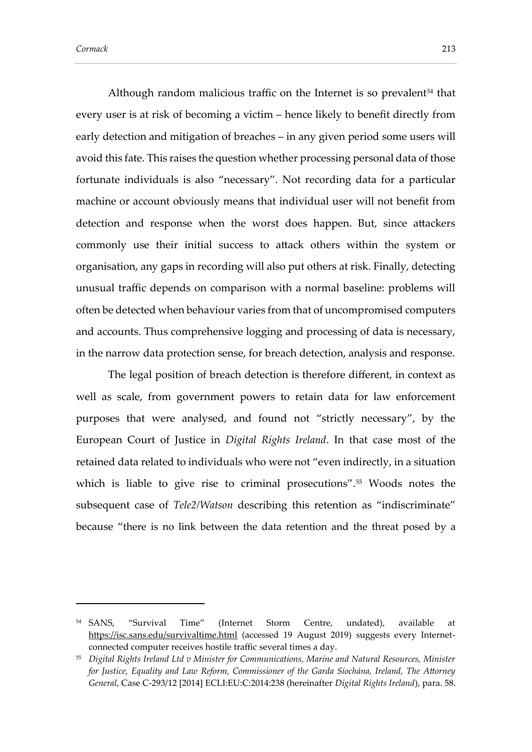Although random malicious traffic on the Internet is so prevalent[54] that every user is at risk of becoming a victim – hence likely to benefit directly from early detection and mitigation of breaches – in any given period some users will avoid this fate. This raises the question whether processing personal data of those fortunate individuals is also "necessary". Not recording data for a particular machine or account obviously means that individual user will not benefit from detection and response when the worst does happen. But, since attackers commonly use their initial success to attack others within the system or organisation, any gaps in recording will also put others at risk. Finally, detecting unusual traffic depends on comparison with a normal baseline: problems will often be detected when behaviour varies from that of uncompromised computers and accounts. Thus comprehensive logging and processing of data is necessary, in the narrow data protection sense, for breach detection, analysis and response.

The legal position of breach detection is therefore different, in context as well as scale, from government powers to retain data for law enforcement purposes that were analysed, and found not "strictly necessary", by the European Court of Justice in *Digital Rights Ireland*. In that case most of the retained data related to individuals who were not "even indirectly, in a situation which is liable to give rise to criminal prosecutions".[55] Woods notes the subsequent case of *Tele2/Watson* describing this retention as "indiscriminate" because "there is no link between the data retention and the threat posed by a

---

[54] SANS, "Survival Time" (Internet Storm Centre, undated), available at https://isc.sans.edu/survivaltime.html (accessed 19 August 2019) suggests every Internet-connected computer receives hostile traffic several times a day.

[55] *Digital Rights Ireland Ltd v Minister for Communications, Marine and Natural Resources, Minister for Justice, Equality and Law Reform, Commissioner of the Garda Síochána, Ireland, The Attorney General*, Case C-293/12 [2014] ECLI:EU:C:2014:238 (hereinafter *Digital Rights Ireland*), para. 58.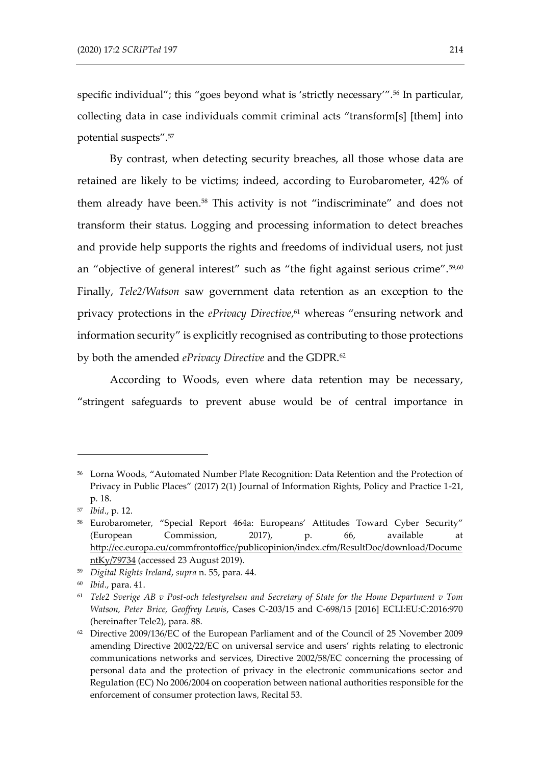specific individual"; this "goes beyond what is 'strictly necessary'".[56] In particular, collecting data in case individuals commit criminal acts "transform[s] [them] into potential suspects".[57]

By contrast, when detecting security breaches, all those whose data are retained are likely to be victims; indeed, according to Eurobarometer, 42% of them already have been.[58] This activity is not "indiscriminate" and does not transform their status. Logging and processing information to detect breaches and provide help supports the rights and freedoms of individual users, not just an "objective of general interest" such as "the fight against serious crime".[59,60] Finally, *Tele2/Watson* saw government data retention as an exception to the privacy protections in the *ePrivacy Directive*,[61] whereas "ensuring network and information security" is explicitly recognised as contributing to those protections by both the amended *ePrivacy Directive* and the GDPR.[62]

According to Woods, even where data retention may be necessary, "stringent safeguards to prevent abuse would be of central importance in

---

[56] Lorna Woods, "Automated Number Plate Recognition: Data Retention and the Protection of Privacy in Public Places" (2017) 2(1) Journal of Information Rights, Policy and Practice 1-21, p. 18.

[57] *Ibid*., p. 12.

[58] Eurobarometer, "Special Report 464a: Europeans' Attitudes Toward Cyber Security" (European Commission, 2017), p. 66, available at http://ec.europa.eu/commfrontoffice/publicopinion/index.cfm/ResultDoc/download/DocumentKy/79734 (accessed 23 August 2019).

[59] *Digital Rights Ireland*, *supra* n. 55, para. 44.

[60] *Ibid*., para. 41.

[61] *Tele2 Sverige AB v Post-och telestyrelsen and Secretary of State for the Home Department v Tom Watson, Peter Brice, Geoffrey Lewis*, Cases C-203/15 and C-698/15 [2016] ECLI:EU:C:2016:970 (hereinafter Tele2), para. 88.

[62] Directive 2009/136/EC of the European Parliament and of the Council of 25 November 2009 amending Directive 2002/22/EC on universal service and users' rights relating to electronic communications networks and services, Directive 2002/58/EC concerning the processing of personal data and the protection of privacy in the electronic communications sector and Regulation (EC) No 2006/2004 on cooperation between national authorities responsible for the enforcement of consumer protection laws, Recital 53.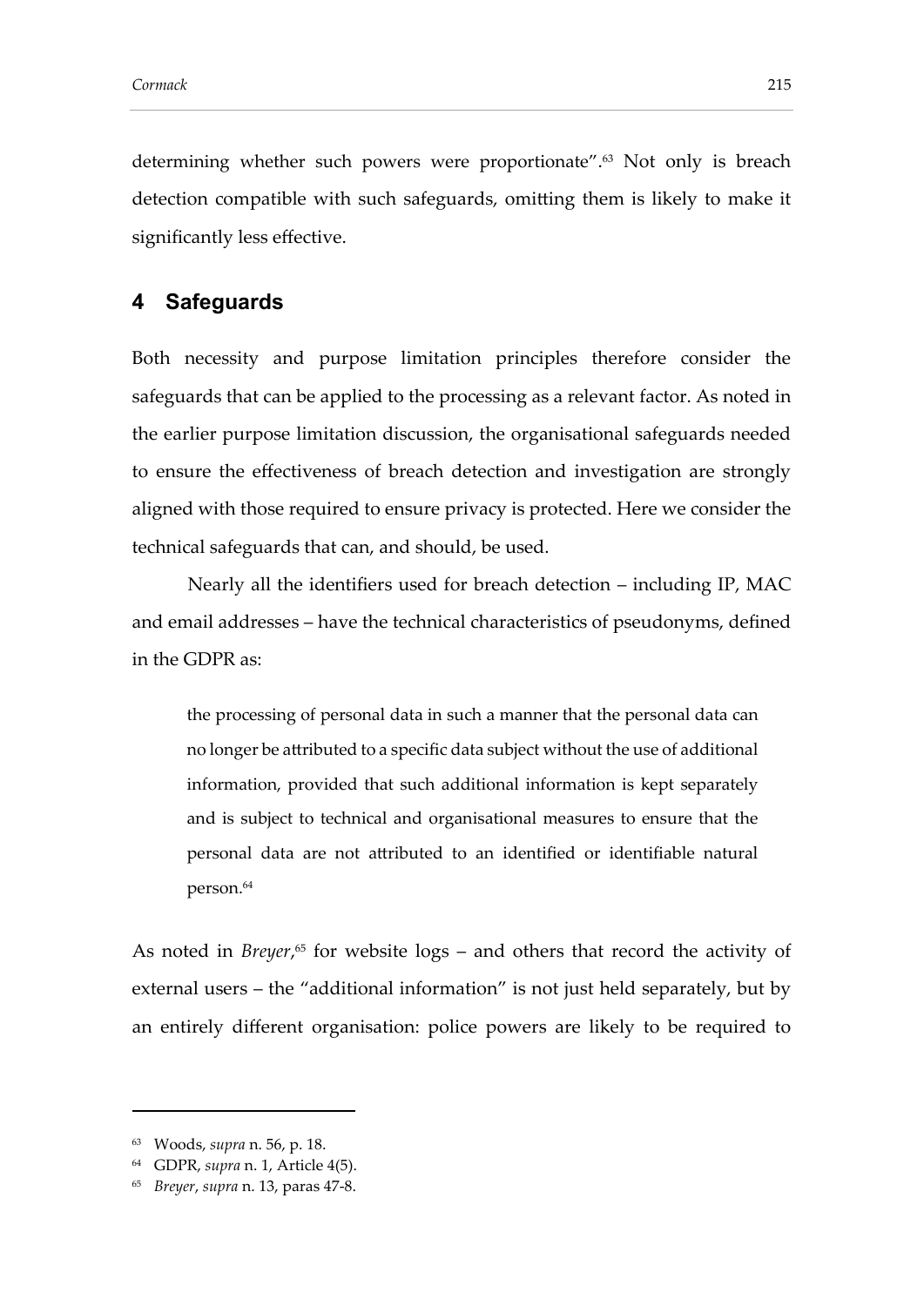determining whether such powers were proportionate".[63] Not only is breach detection compatible with such safeguards, omitting them is likely to make it significantly less effective.

## 4 Safeguards

Both necessity and purpose limitation principles therefore consider the safeguards that can be applied to the processing as a relevant factor. As noted in the earlier purpose limitation discussion, the organisational safeguards needed to ensure the effectiveness of breach detection and investigation are strongly aligned with those required to ensure privacy is protected. Here we consider the technical safeguards that can, and should, be used.

Nearly all the identifiers used for breach detection – including IP, MAC and email addresses – have the technical characteristics of pseudonyms, defined in the GDPR as:

> the processing of personal data in such a manner that the personal data can no longer be attributed to a specific data subject without the use of additional information, provided that such additional information is kept separately and is subject to technical and organisational measures to ensure that the personal data are not attributed to an identified or identifiable natural person.[64]

As noted in *Breyer*,[65] for website logs – and others that record the activity of external users – the "additional information" is not just held separately, but by an entirely different organisation: police powers are likely to be required to

---

[63] Woods, *supra* n. 56, p. 18.

[64] GDPR, *supra* n. 1, Article 4(5).

[65] *Breyer*, *supra* n. 13, paras 47-8.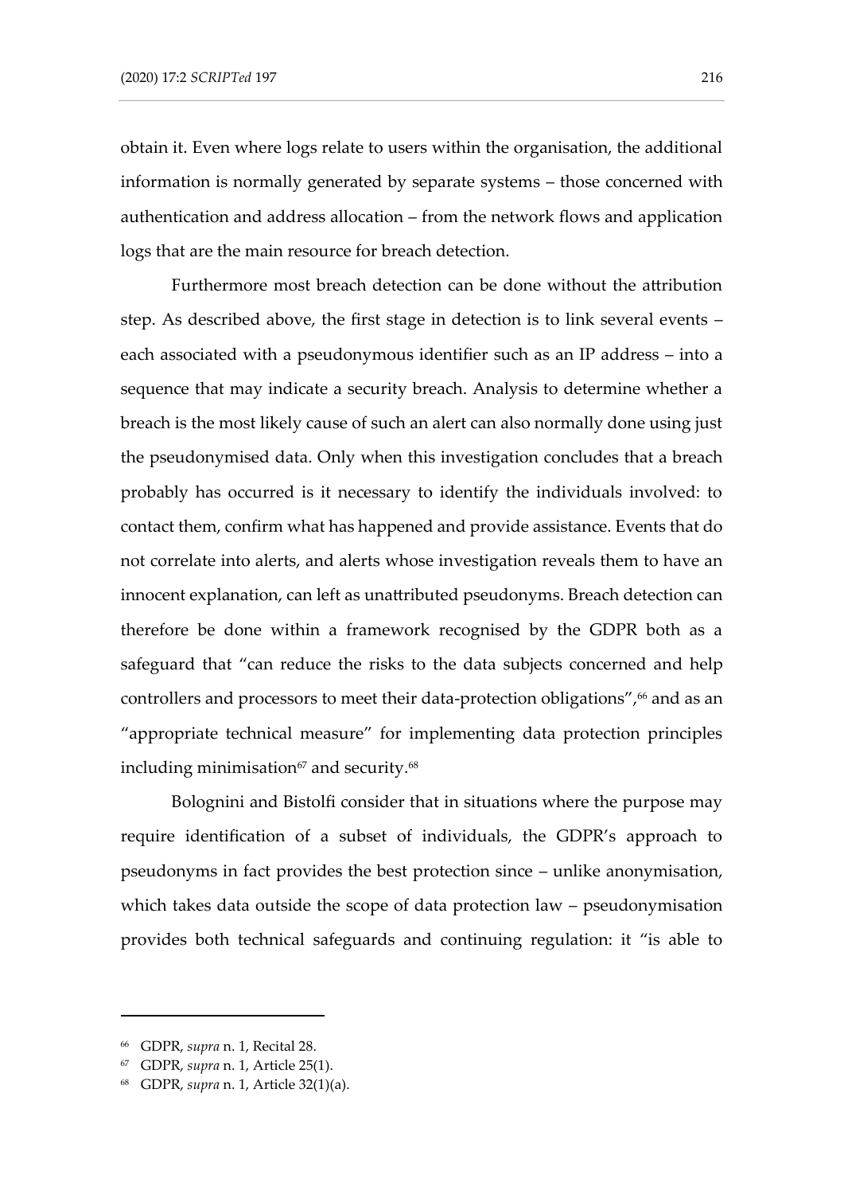obtain it. Even where logs relate to users within the organisation, the additional information is normally generated by separate systems – those concerned with authentication and address allocation – from the network flows and application logs that are the main resource for breach detection.

Furthermore most breach detection can be done without the attribution step. As described above, the first stage in detection is to link several events – each associated with a pseudonymous identifier such as an IP address – into a sequence that may indicate a security breach. Analysis to determine whether a breach is the most likely cause of such an alert can also normally done using just the pseudonymised data. Only when this investigation concludes that a breach probably has occurred is it necessary to identify the individuals involved: to contact them, confirm what has happened and provide assistance. Events that do not correlate into alerts, and alerts whose investigation reveals them to have an innocent explanation, can left as unattributed pseudonyms. Breach detection can therefore be done within a framework recognised by the GDPR both as a safeguard that "can reduce the risks to the data subjects concerned and help controllers and processors to meet their data-protection obligations",[66] and as an "appropriate technical measure" for implementing data protection principles including minimisation[67] and security.[68]

Bolognini and Bistolfi consider that in situations where the purpose may require identification of a subset of individuals, the GDPR's approach to pseudonyms in fact provides the best protection since – unlike anonymisation, which takes data outside the scope of data protection law – pseudonymisation provides both technical safeguards and continuing regulation: it "is able to

---

[66] GDPR, *supra* n. 1, Recital 28.

[67] GDPR, *supra* n. 1, Article 25(1).

[68] GDPR, *supra* n. 1, Article 32(1)(a).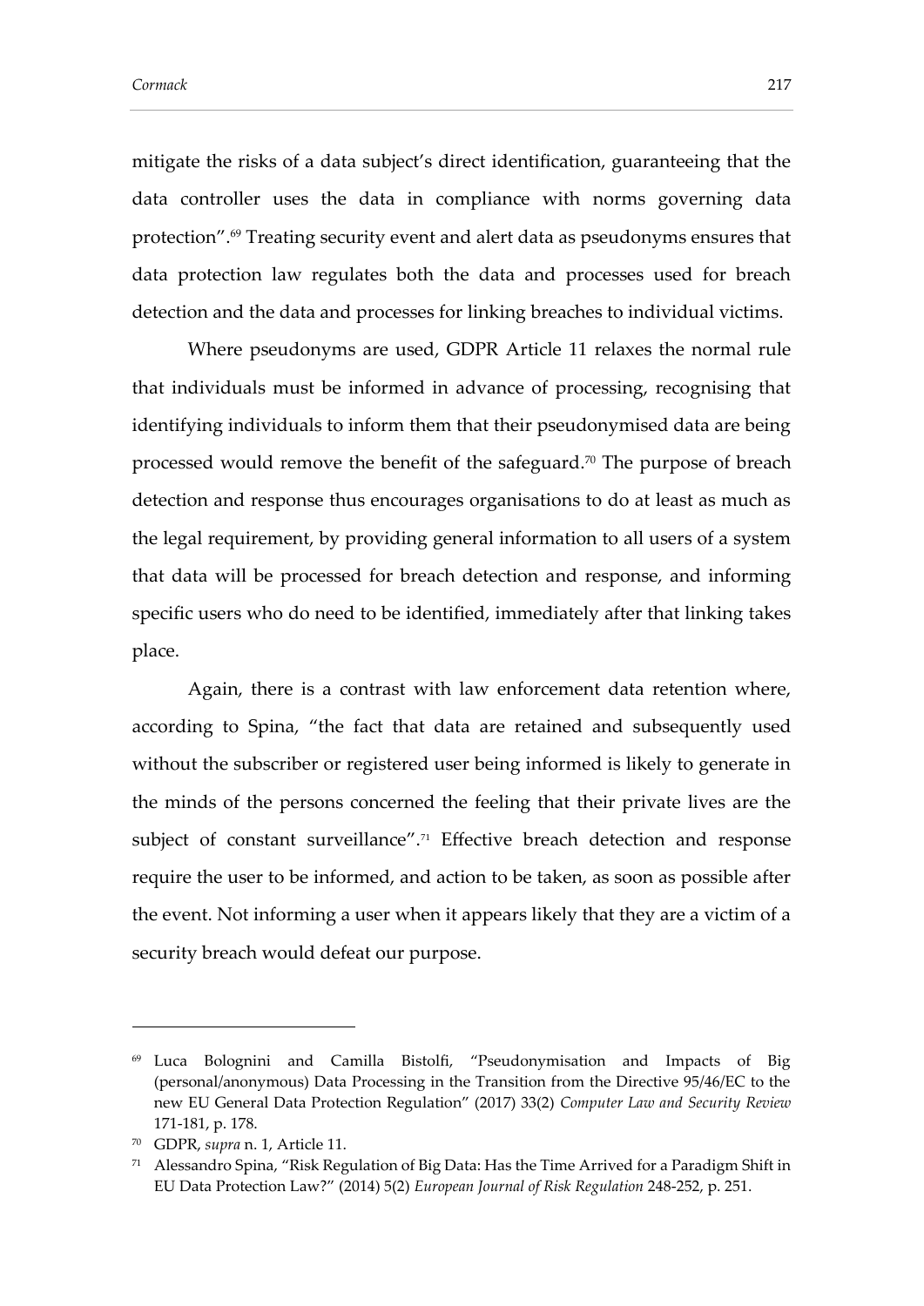mitigate the risks of a data subject's direct identification, guaranteeing that the data controller uses the data in compliance with norms governing data protection".[69] Treating security event and alert data as pseudonyms ensures that data protection law regulates both the data and processes used for breach detection and the data and processes for linking breaches to individual victims.

Where pseudonyms are used, GDPR Article 11 relaxes the normal rule that individuals must be informed in advance of processing, recognising that identifying individuals to inform them that their pseudonymised data are being processed would remove the benefit of the safeguard.[70] The purpose of breach detection and response thus encourages organisations to do at least as much as the legal requirement, by providing general information to all users of a system that data will be processed for breach detection and response, and informing specific users who do need to be identified, immediately after that linking takes place.

Again, there is a contrast with law enforcement data retention where, according to Spina, "the fact that data are retained and subsequently used without the subscriber or registered user being informed is likely to generate in the minds of the persons concerned the feeling that their private lives are the subject of constant surveillance".[71] Effective breach detection and response require the user to be informed, and action to be taken, as soon as possible after the event. Not informing a user when it appears likely that they are a victim of a security breach would defeat our purpose.

---

[69] Luca Bolognini and Camilla Bistolfi, "Pseudonymisation and Impacts of Big (personal/anonymous) Data Processing in the Transition from the Directive 95/46/EC to the new EU General Data Protection Regulation" (2017) 33(2) *Computer Law and Security Review* 171-181, p. 178.

[70] GDPR, *supra* n. 1, Article 11.

[71] Alessandro Spina, "Risk Regulation of Big Data: Has the Time Arrived for a Paradigm Shift in EU Data Protection Law?" (2014) 5(2) *European Journal of Risk Regulation* 248-252, p. 251.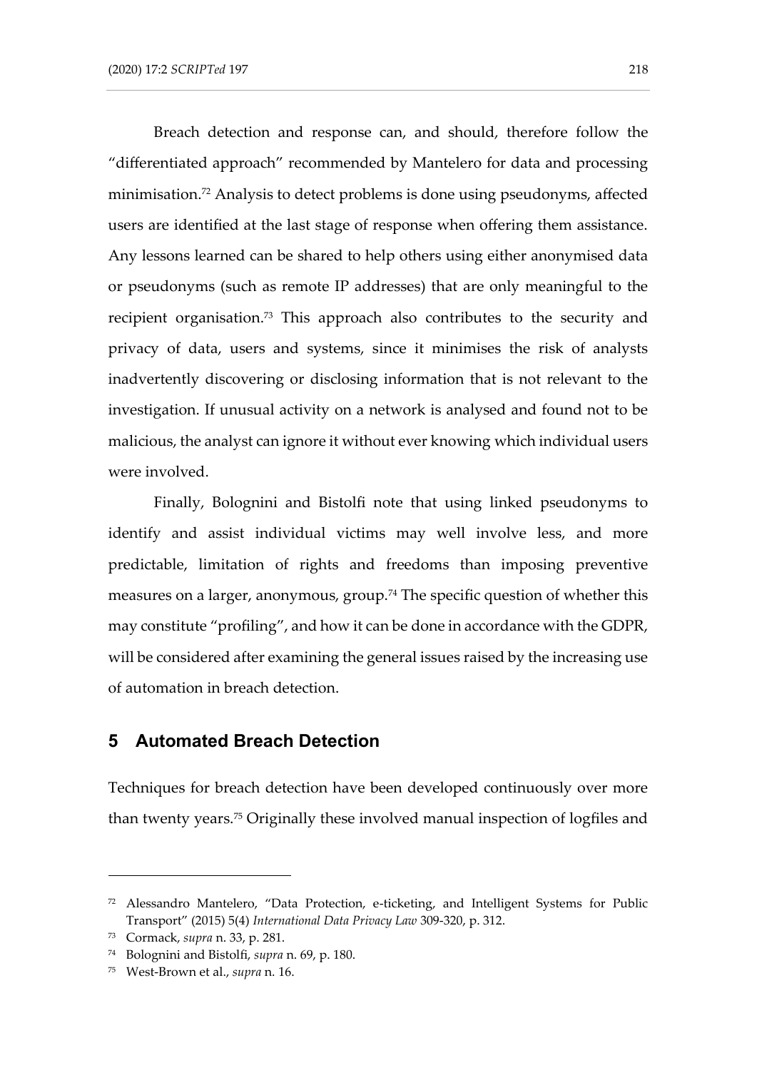Breach detection and response can, and should, therefore follow the "differentiated approach" recommended by Mantelero for data and processing minimisation.[72] Analysis to detect problems is done using pseudonyms, affected users are identified at the last stage of response when offering them assistance. Any lessons learned can be shared to help others using either anonymised data or pseudonyms (such as remote IP addresses) that are only meaningful to the recipient organisation.[73] This approach also contributes to the security and privacy of data, users and systems, since it minimises the risk of analysts inadvertently discovering or disclosing information that is not relevant to the investigation. If unusual activity on a network is analysed and found not to be malicious, the analyst can ignore it without ever knowing which individual users were involved.

Finally, Bolognini and Bistolfi note that using linked pseudonyms to identify and assist individual victims may well involve less, and more predictable, limitation of rights and freedoms than imposing preventive measures on a larger, anonymous, group.[74] The specific question of whether this may constitute "profiling", and how it can be done in accordance with the GDPR, will be considered after examining the general issues raised by the increasing use of automation in breach detection.

## 5 Automated Breach Detection

Techniques for breach detection have been developed continuously over more than twenty years.[75] Originally these involved manual inspection of logfiles and

---

[72] Alessandro Mantelero, "Data Protection, e-ticketing, and Intelligent Systems for Public Transport" (2015) 5(4) *International Data Privacy Law* 309-320, p. 312.

[73] Cormack, *supra* n. 33, p. 281.

[74] Bolognini and Bistolfi, *supra* n. 69, p. 180.

[75] West-Brown et al., *supra* n. 16.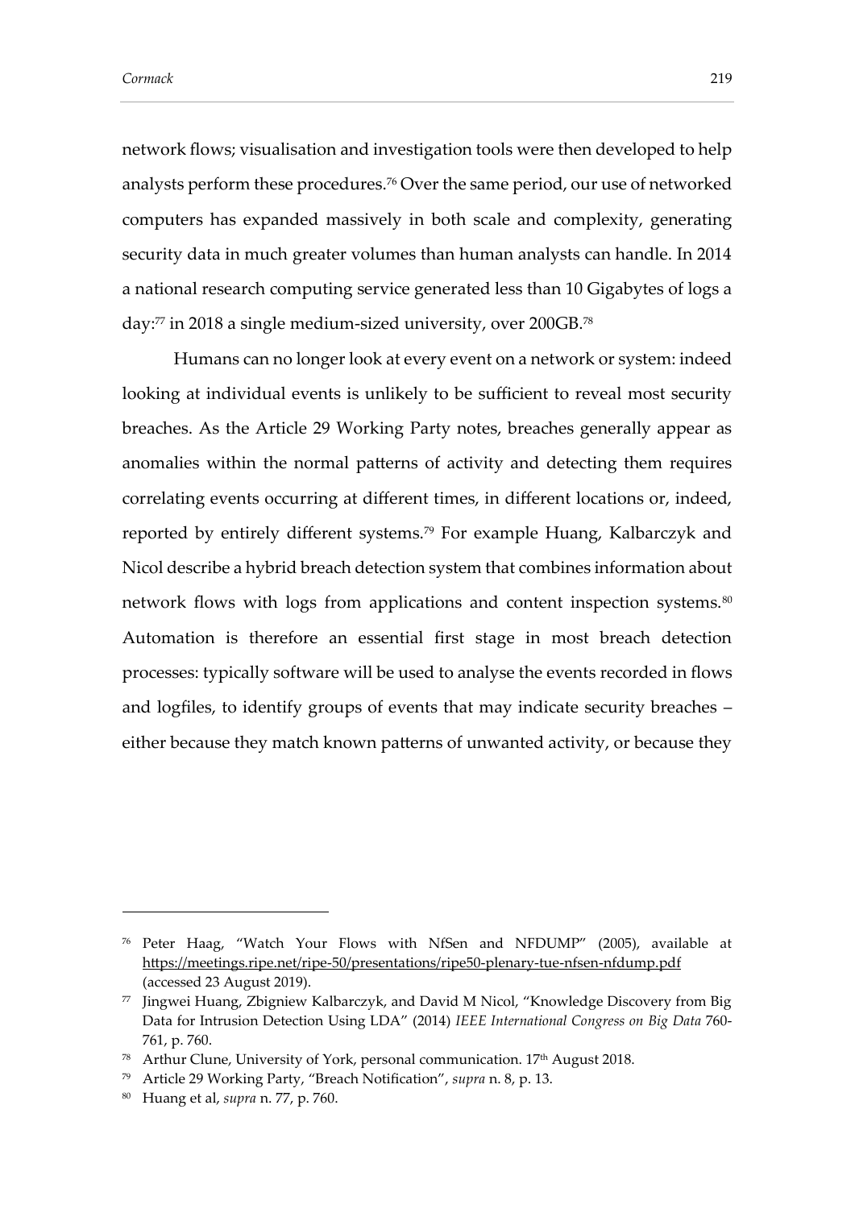network flows; visualisation and investigation tools were then developed to help analysts perform these procedures.[76] Over the same period, our use of networked computers has expanded massively in both scale and complexity, generating security data in much greater volumes than human analysts can handle. In 2014 a national research computing service generated less than 10 Gigabytes of logs a day:[77] in 2018 a single medium-sized university, over 200GB.[78]

Humans can no longer look at every event on a network or system: indeed looking at individual events is unlikely to be sufficient to reveal most security breaches. As the Article 29 Working Party notes, breaches generally appear as anomalies within the normal patterns of activity and detecting them requires correlating events occurring at different times, in different locations or, indeed, reported by entirely different systems.[79] For example Huang, Kalbarczyk and Nicol describe a hybrid breach detection system that combines information about network flows with logs from applications and content inspection systems.[80] Automation is therefore an essential first stage in most breach detection processes: typically software will be used to analyse the events recorded in flows and logfiles, to identify groups of events that may indicate security breaches – either because they match known patterns of unwanted activity, or because they

---

[76] Peter Haag, "Watch Your Flows with NfSen and NFDUMP" (2005), available at https://meetings.ripe.net/ripe-50/presentations/ripe50-plenary-tue-nfsen-nfdump.pdf (accessed 23 August 2019).

[77] Jingwei Huang, Zbigniew Kalbarczyk, and David M Nicol, "Knowledge Discovery from Big Data for Intrusion Detection Using LDA" (2014) *IEEE International Congress on Big Data* 760-761, p. 760.

[78] Arthur Clune, University of York, personal communication. 17th August 2018.

[79] Article 29 Working Party, "Breach Notification", *supra* n. 8, p. 13.

[80] Huang et al, *supra* n. 77, p. 760.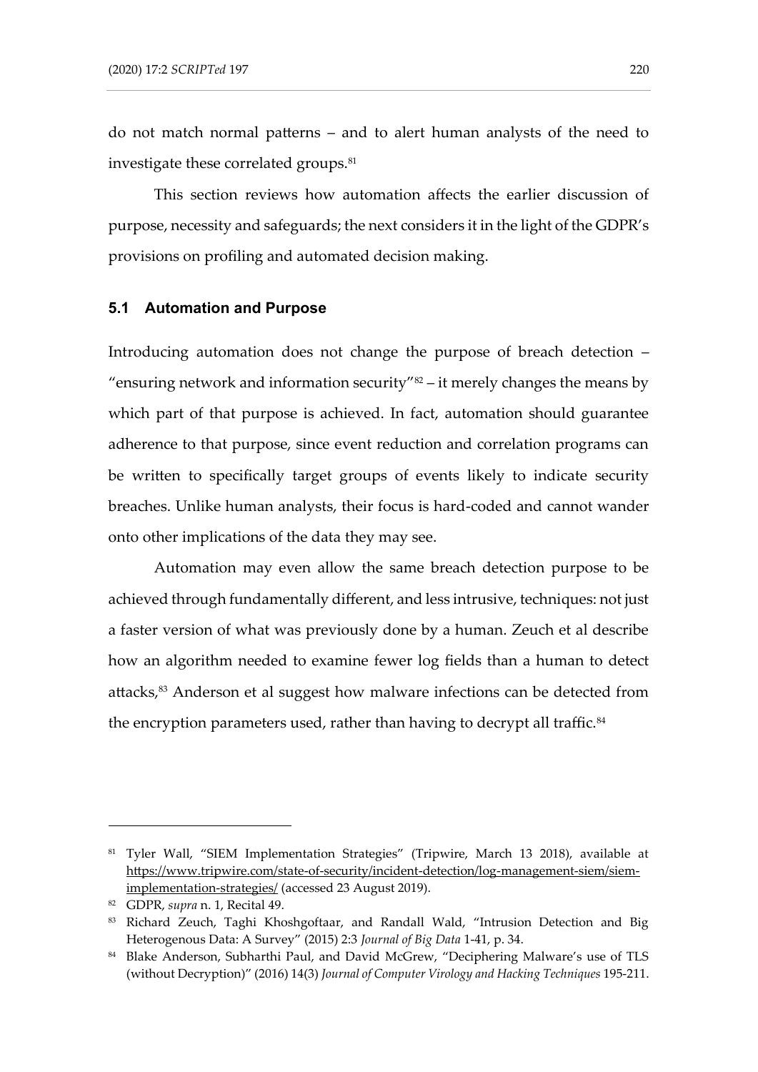do not match normal patterns – and to alert human analysts of the need to investigate these correlated groups.[81]

This section reviews how automation affects the earlier discussion of purpose, necessity and safeguards; the next considers it in the light of the GDPR's provisions on profiling and automated decision making.

### 5.1 Automation and Purpose

Introducing automation does not change the purpose of breach detection – "ensuring network and information security"[82] – it merely changes the means by which part of that purpose is achieved. In fact, automation should guarantee adherence to that purpose, since event reduction and correlation programs can be written to specifically target groups of events likely to indicate security breaches. Unlike human analysts, their focus is hard-coded and cannot wander onto other implications of the data they may see.

Automation may even allow the same breach detection purpose to be achieved through fundamentally different, and less intrusive, techniques: not just a faster version of what was previously done by a human. Zeuch et al describe how an algorithm needed to examine fewer log fields than a human to detect attacks,[83] Anderson et al suggest how malware infections can be detected from the encryption parameters used, rather than having to decrypt all traffic.[84]

---

[81] Tyler Wall, "SIEM Implementation Strategies" (Tripwire, March 13 2018), available at https://www.tripwire.com/state-of-security/incident-detection/log-management-siem/siem-implementation-strategies/ (accessed 23 August 2019).

[82] GDPR, *supra* n. 1, Recital 49.

[83] Richard Zeuch, Taghi Khoshgoftaar, and Randall Wald, "Intrusion Detection and Big Heterogenous Data: A Survey" (2015) 2:3 *Journal of Big Data* 1-41, p. 34.

[84] Blake Anderson, Subharthi Paul, and David McGrew, "Deciphering Malware's use of TLS (without Decryption)" (2016) 14(3) *Journal of Computer Virology and Hacking Techniques* 195-211.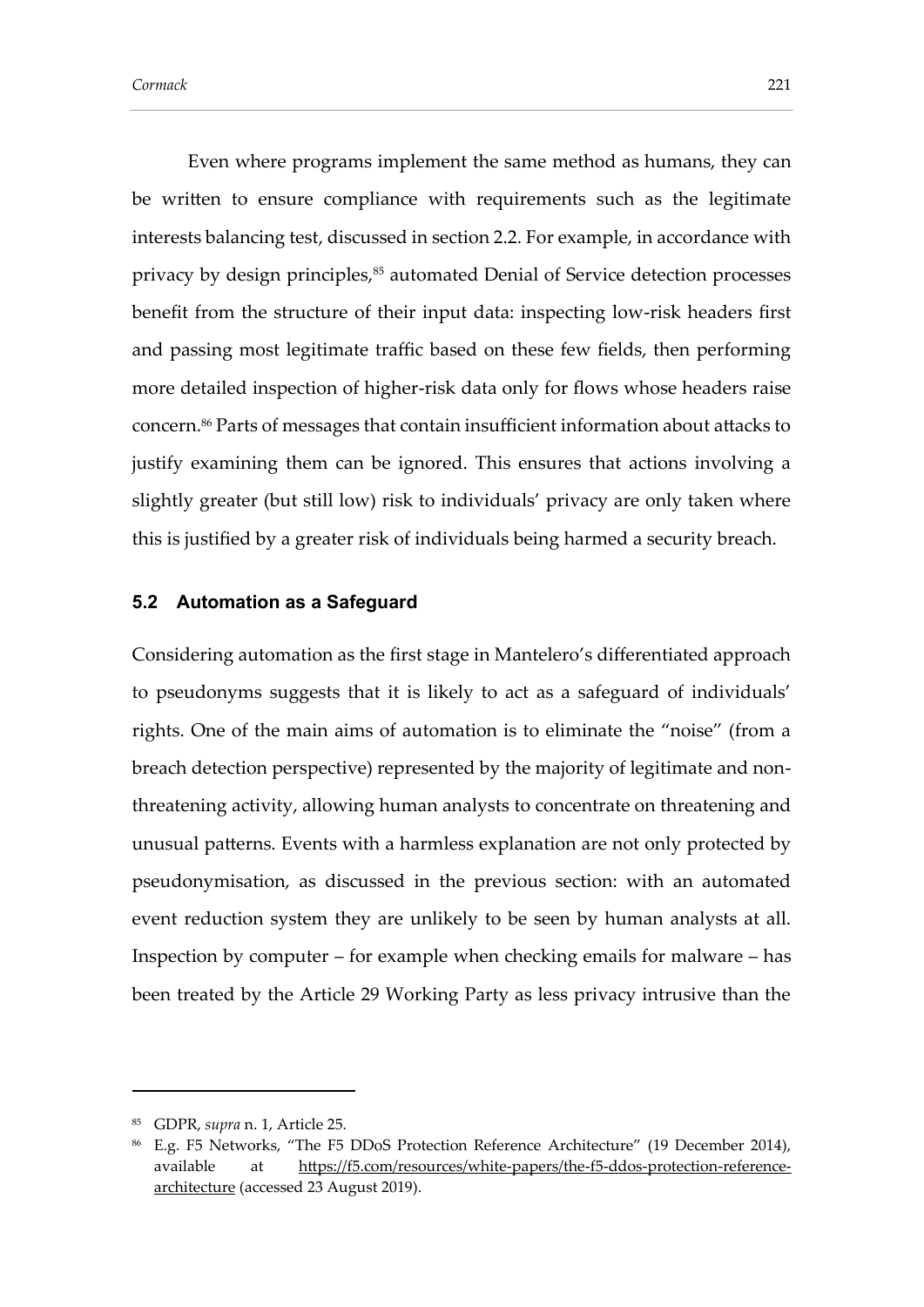Even where programs implement the same method as humans, they can be written to ensure compliance with requirements such as the legitimate interests balancing test, discussed in section 2.2. For example, in accordance with privacy by design principles,[85] automated Denial of Service detection processes benefit from the structure of their input data: inspecting low-risk headers first and passing most legitimate traffic based on these few fields, then performing more detailed inspection of higher-risk data only for flows whose headers raise concern.[86] Parts of messages that contain insufficient information about attacks to justify examining them can be ignored. This ensures that actions involving a slightly greater (but still low) risk to individuals' privacy are only taken where this is justified by a greater risk of individuals being harmed a security breach.

### 5.2 Automation as a Safeguard

Considering automation as the first stage in Mantelero's differentiated approach to pseudonyms suggests that it is likely to act as a safeguard of individuals' rights. One of the main aims of automation is to eliminate the "noise" (from a breach detection perspective) represented by the majority of legitimate and non-threatening activity, allowing human analysts to concentrate on threatening and unusual patterns. Events with a harmless explanation are not only protected by pseudonymisation, as discussed in the previous section: with an automated event reduction system they are unlikely to be seen by human analysts at all. Inspection by computer – for example when checking emails for malware – has been treated by the Article 29 Working Party as less privacy intrusive than the

---

[85] GDPR, *supra* n. 1, Article 25.

[86] E.g. F5 Networks, "The F5 DDoS Protection Reference Architecture" (19 December 2014), available at https://f5.com/resources/white-papers/the-f5-ddos-protection-reference-architecture (accessed 23 August 2019).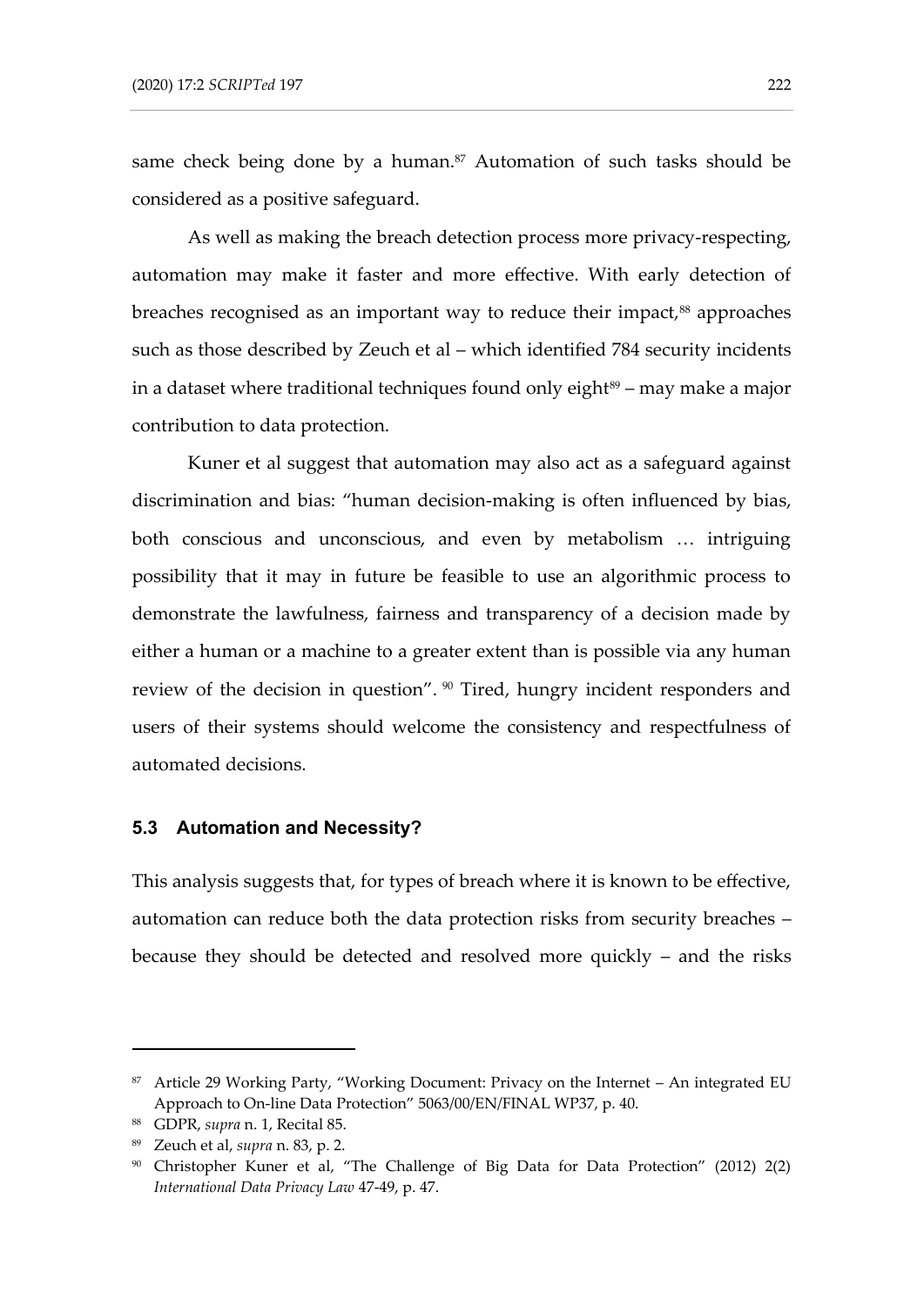same check being done by a human.[87] Automation of such tasks should be considered as a positive safeguard.

As well as making the breach detection process more privacy-respecting, automation may make it faster and more effective. With early detection of breaches recognised as an important way to reduce their impact,[88] approaches such as those described by Zeuch et al – which identified 784 security incidents in a dataset where traditional techniques found only eight[89] – may make a major contribution to data protection.

Kuner et al suggest that automation may also act as a safeguard against discrimination and bias: "human decision-making is often influenced by bias, both conscious and unconscious, and even by metabolism … intriguing possibility that it may in future be feasible to use an algorithmic process to demonstrate the lawfulness, fairness and transparency of a decision made by either a human or a machine to a greater extent than is possible via any human review of the decision in question".[90] Tired, hungry incident responders and users of their systems should welcome the consistency and respectfulness of automated decisions.

### 5.3 Automation and Necessity?

This analysis suggests that, for types of breach where it is known to be effective, automation can reduce both the data protection risks from security breaches – because they should be detected and resolved more quickly – and the risks

---

[87] Article 29 Working Party, "Working Document: Privacy on the Internet – An integrated EU Approach to On-line Data Protection" 5063/00/EN/FINAL WP37, p. 40.

[88] GDPR, *supra* n. 1, Recital 85.

[89] Zeuch et al, *supra* n. 83, p. 2.

[90] Christopher Kuner et al, "The Challenge of Big Data for Data Protection" (2012) 2(2) *International Data Privacy Law* 47-49, p. 47.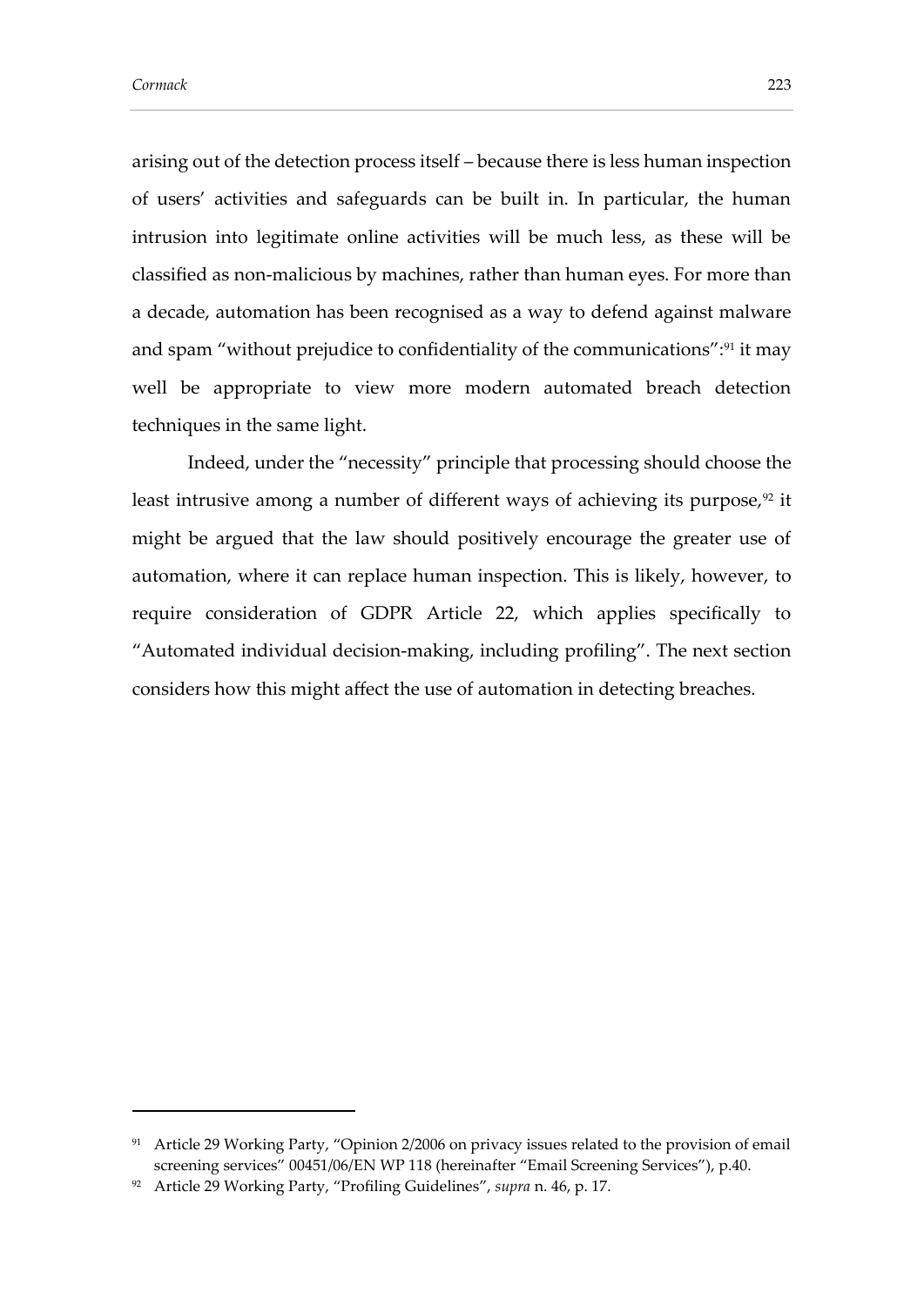arising out of the detection process itself – because there is less human inspection of users' activities and safeguards can be built in. In particular, the human intrusion into legitimate online activities will be much less, as these will be classified as non-malicious by machines, rather than human eyes. For more than a decade, automation has been recognised as a way to defend against malware and spam "without prejudice to confidentiality of the communications":[91] it may well be appropriate to view more modern automated breach detection techniques in the same light.

Indeed, under the "necessity" principle that processing should choose the least intrusive among a number of different ways of achieving its purpose,[92] it might be argued that the law should positively encourage the greater use of automation, where it can replace human inspection. This is likely, however, to require consideration of GDPR Article 22, which applies specifically to "Automated individual decision-making, including profiling". The next section considers how this might affect the use of automation in detecting breaches.

---

[91] Article 29 Working Party, "Opinion 2/2006 on privacy issues related to the provision of email screening services" 00451/06/EN WP 118 (hereinafter "Email Screening Services"), p.40.

[92] Article 29 Working Party, "Profiling Guidelines", *supra* n. 46, p. 17.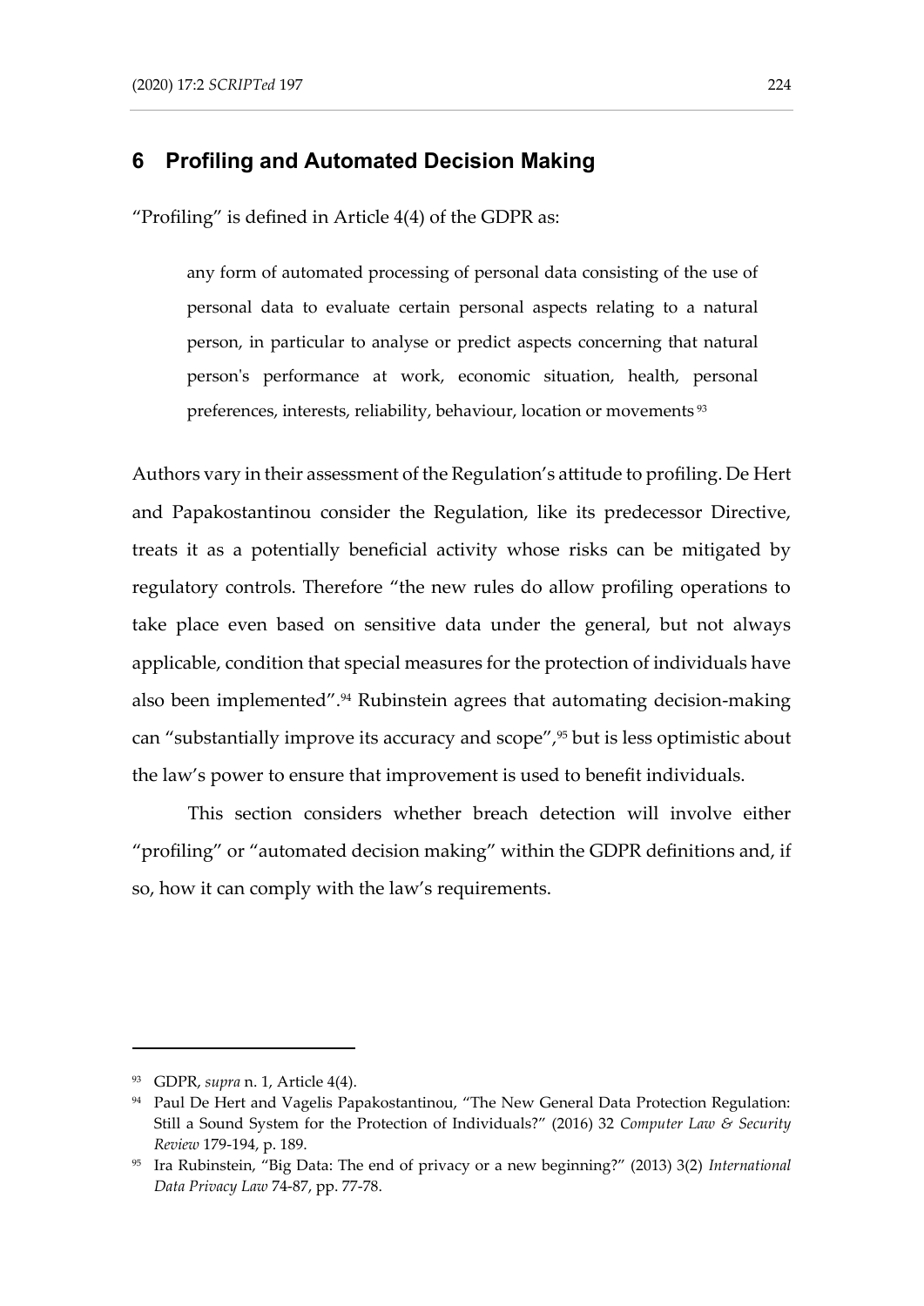## 6 Profiling and Automated Decision Making

"Profiling" is defined in Article 4(4) of the GDPR as:

> any form of automated processing of personal data consisting of the use of personal data to evaluate certain personal aspects relating to a natural person, in particular to analyse or predict aspects concerning that natural person's performance at work, economic situation, health, personal preferences, interests, reliability, behaviour, location or movements [93]

Authors vary in their assessment of the Regulation's attitude to profiling. De Hert and Papakostantinou consider the Regulation, like its predecessor Directive, treats it as a potentially beneficial activity whose risks can be mitigated by regulatory controls. Therefore "the new rules do allow profiling operations to take place even based on sensitive data under the general, but not always applicable, condition that special measures for the protection of individuals have also been implemented".[94] Rubinstein agrees that automating decision-making can "substantially improve its accuracy and scope",[95] but is less optimistic about the law's power to ensure that improvement is used to benefit individuals.

This section considers whether breach detection will involve either "profiling" or "automated decision making" within the GDPR definitions and, if so, how it can comply with the law's requirements.

---

[93] GDPR, *supra* n. 1, Article 4(4).

[94] Paul De Hert and Vagelis Papakostantinou, "The New General Data Protection Regulation: Still a Sound System for the Protection of Individuals?" (2016) 32 *Computer Law & Security Review* 179-194, p. 189.

[95] Ira Rubinstein, "Big Data: The end of privacy or a new beginning?" (2013) 3(2) *International Data Privacy Law* 74-87, pp. 77-78.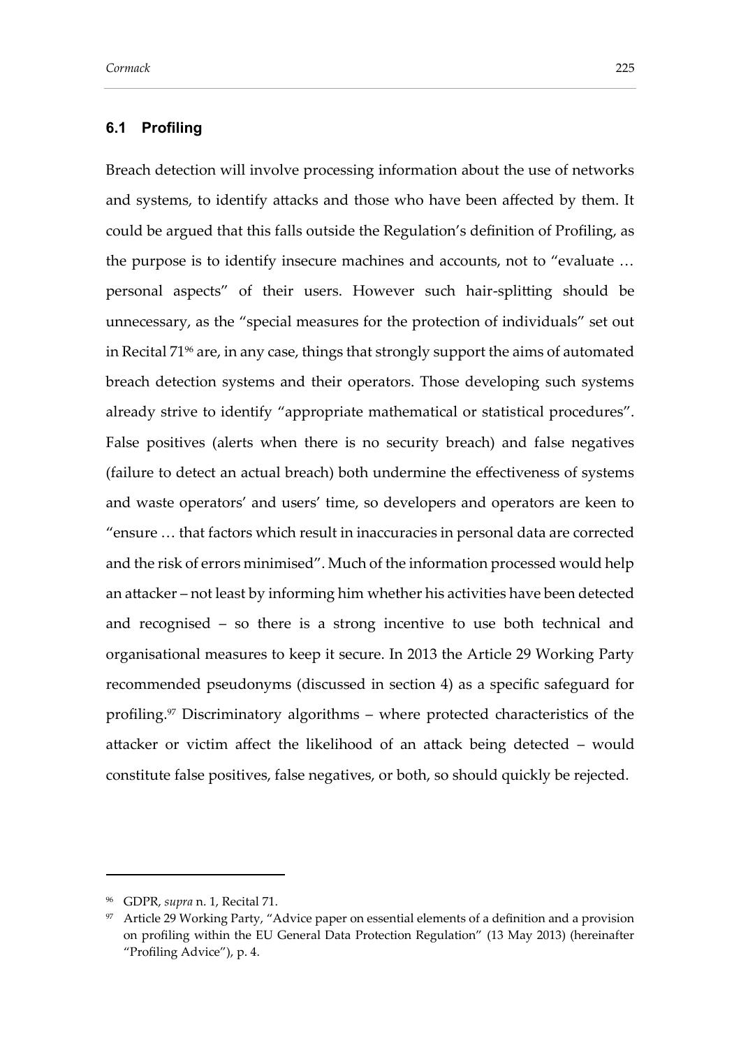### 6.1 Profiling

Breach detection will involve processing information about the use of networks and systems, to identify attacks and those who have been affected by them. It could be argued that this falls outside the Regulation's definition of Profiling, as the purpose is to identify insecure machines and accounts, not to "evaluate … personal aspects" of their users. However such hair-splitting should be unnecessary, as the "special measures for the protection of individuals" set out in Recital 71[96] are, in any case, things that strongly support the aims of automated breach detection systems and their operators. Those developing such systems already strive to identify "appropriate mathematical or statistical procedures". False positives (alerts when there is no security breach) and false negatives (failure to detect an actual breach) both undermine the effectiveness of systems and waste operators' and users' time, so developers and operators are keen to "ensure … that factors which result in inaccuracies in personal data are corrected and the risk of errors minimised". Much of the information processed would help an attacker – not least by informing him whether his activities have been detected and recognised – so there is a strong incentive to use both technical and organisational measures to keep it secure. In 2013 the Article 29 Working Party recommended pseudonyms (discussed in section 4) as a specific safeguard for profiling.[97] Discriminatory algorithms – where protected characteristics of the attacker or victim affect the likelihood of an attack being detected – would constitute false positives, false negatives, or both, so should quickly be rejected.

---

[96] GDPR, *supra* n. 1, Recital 71.

[97] Article 29 Working Party, "Advice paper on essential elements of a definition and a provision on profiling within the EU General Data Protection Regulation" (13 May 2013) (hereinafter "Profiling Advice"), p. 4.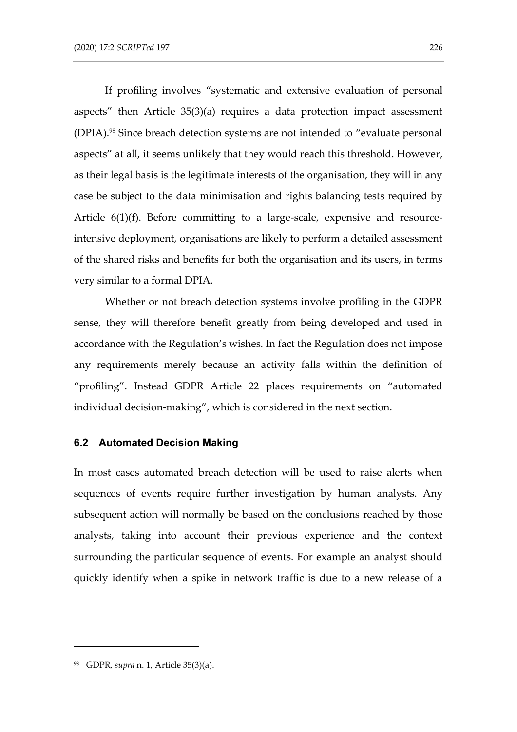If profiling involves "systematic and extensive evaluation of personal aspects" then Article 35(3)(a) requires a data protection impact assessment (DPIA).[98] Since breach detection systems are not intended to "evaluate personal aspects" at all, it seems unlikely that they would reach this threshold. However, as their legal basis is the legitimate interests of the organisation, they will in any case be subject to the data minimisation and rights balancing tests required by Article 6(1)(f). Before committing to a large-scale, expensive and resource-intensive deployment, organisations are likely to perform a detailed assessment of the shared risks and benefits for both the organisation and its users, in terms very similar to a formal DPIA.

Whether or not breach detection systems involve profiling in the GDPR sense, they will therefore benefit greatly from being developed and used in accordance with the Regulation's wishes. In fact the Regulation does not impose any requirements merely because an activity falls within the definition of "profiling". Instead GDPR Article 22 places requirements on "automated individual decision-making", which is considered in the next section.

### 6.2 Automated Decision Making

In most cases automated breach detection will be used to raise alerts when sequences of events require further investigation by human analysts. Any subsequent action will normally be based on the conclusions reached by those analysts, taking into account their previous experience and the context surrounding the particular sequence of events. For example an analyst should quickly identify when a spike in network traffic is due to a new release of a

---

[98] GDPR, *supra* n. 1, Article 35(3)(a).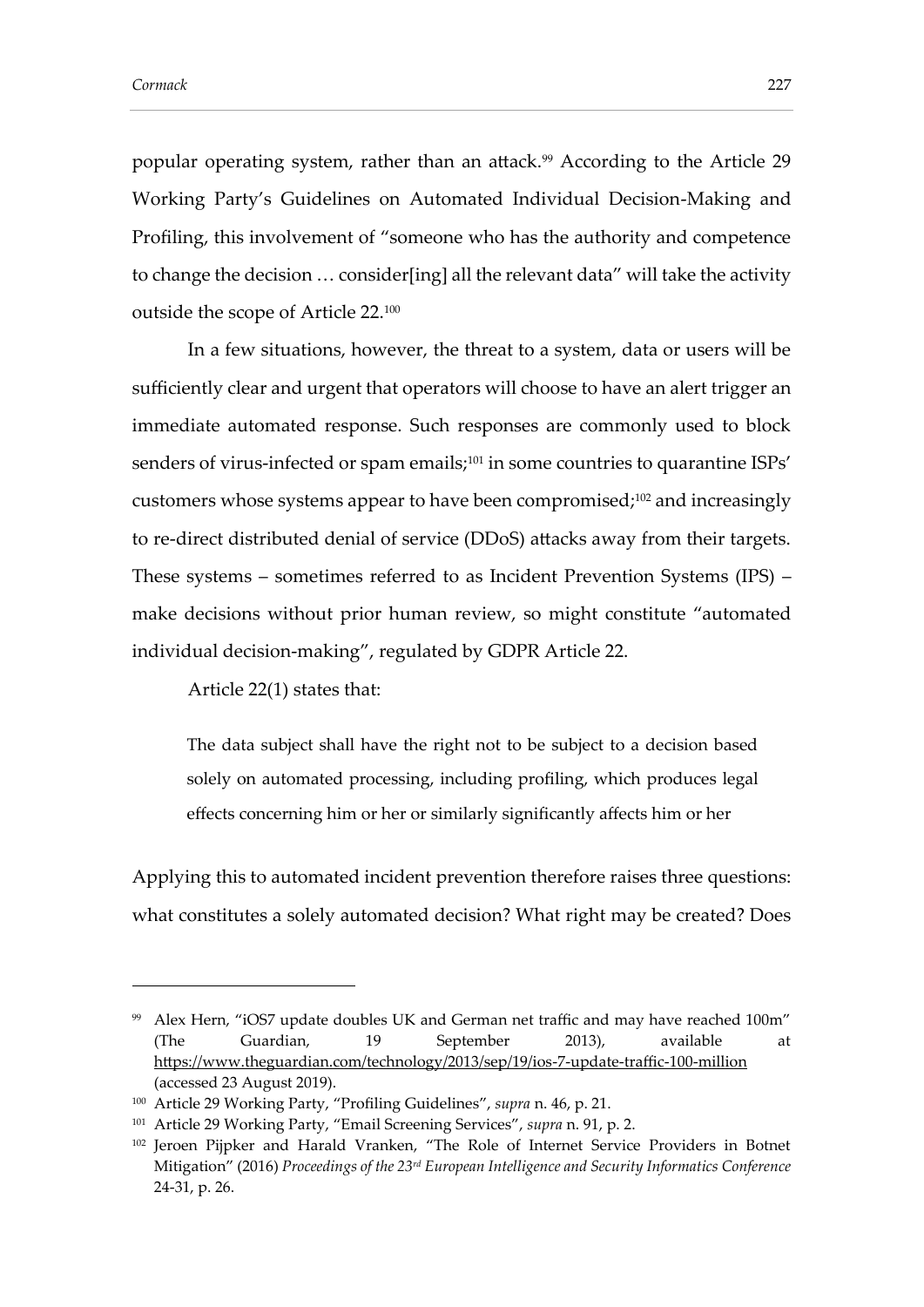popular operating system, rather than an attack.[99] According to the Article 29 Working Party's Guidelines on Automated Individual Decision-Making and Profiling, this involvement of "someone who has the authority and competence to change the decision … consider[ing] all the relevant data" will take the activity outside the scope of Article 22.[100]

In a few situations, however, the threat to a system, data or users will be sufficiently clear and urgent that operators will choose to have an alert trigger an immediate automated response. Such responses are commonly used to block senders of virus-infected or spam emails;[101] in some countries to quarantine ISPs' customers whose systems appear to have been compromised;[102] and increasingly to re-direct distributed denial of service (DDoS) attacks away from their targets. These systems – sometimes referred to as Incident Prevention Systems (IPS) – make decisions without prior human review, so might constitute "automated individual decision-making", regulated by GDPR Article 22.

Article 22(1) states that:

> The data subject shall have the right not to be subject to a decision based solely on automated processing, including profiling, which produces legal effects concerning him or her or similarly significantly affects him or her

Applying this to automated incident prevention therefore raises three questions: what constitutes a solely automated decision? What right may be created? Does

---

[99] Alex Hern, "iOS7 update doubles UK and German net traffic and may have reached 100m" (The Guardian, 19 September 2013), available at https://www.theguardian.com/technology/2013/sep/19/ios-7-update-traffic-100-million (accessed 23 August 2019).

[100] Article 29 Working Party, "Profiling Guidelines", *supra* n. 46, p. 21.

[101] Article 29 Working Party, "Email Screening Services", *supra* n. 91, p. 2.

[102] Jeroen Pijpker and Harald Vranken, "The Role of Internet Service Providers in Botnet Mitigation" (2016) *Proceedings of the 23rd European Intelligence and Security Informatics Conference* 24-31, p. 26.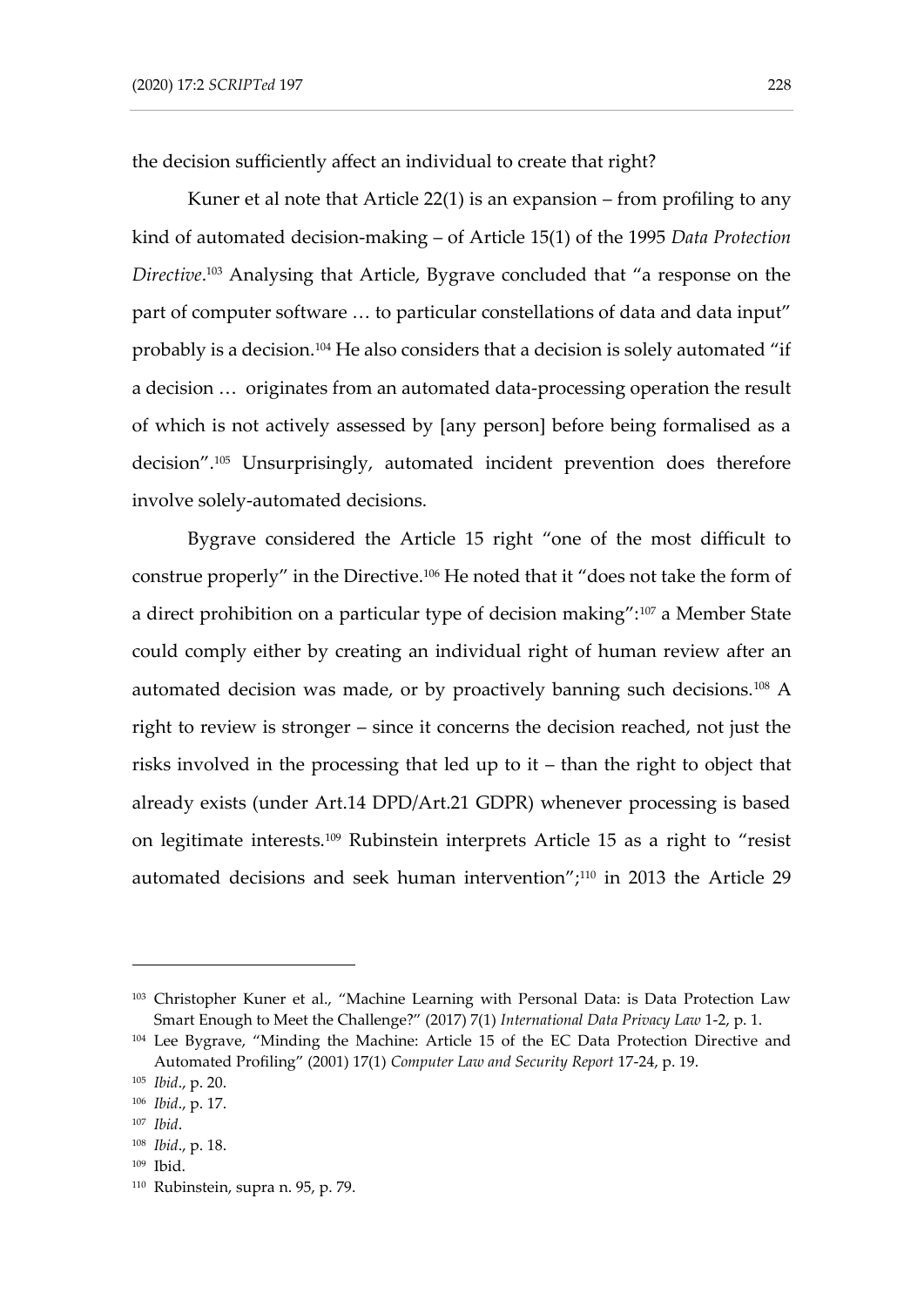the decision sufficiently affect an individual to create that right?

Kuner et al note that Article 22(1) is an expansion – from profiling to any kind of automated decision-making – of Article 15(1) of the 1995 *Data Protection Directive*.[103] Analysing that Article, Bygrave concluded that "a response on the part of computer software … to particular constellations of data and data input" probably is a decision.[104] He also considers that a decision is solely automated "if a decision … originates from an automated data-processing operation the result of which is not actively assessed by [any person] before being formalised as a decision".[105] Unsurprisingly, automated incident prevention does therefore involve solely-automated decisions.

Bygrave considered the Article 15 right "one of the most difficult to construe properly" in the Directive.[106] He noted that it "does not take the form of a direct prohibition on a particular type of decision making":[107] a Member State could comply either by creating an individual right of human review after an automated decision was made, or by proactively banning such decisions.[108] A right to review is stronger – since it concerns the decision reached, not just the risks involved in the processing that led up to it – than the right to object that already exists (under Art.14 DPD/Art.21 GDPR) whenever processing is based on legitimate interests.[109] Rubinstein interprets Article 15 as a right to "resist automated decisions and seek human intervention";[110] in 2013 the Article 29

---

[103] Christopher Kuner et al., "Machine Learning with Personal Data: is Data Protection Law Smart Enough to Meet the Challenge?" (2017) 7(1) *International Data Privacy Law* 1-2, p. 1.

[104] Lee Bygrave, "Minding the Machine: Article 15 of the EC Data Protection Directive and Automated Profiling" (2001) 17(1) *Computer Law and Security Report* 17-24, p. 19.

[105] *Ibid*., p. 20.

[106] *Ibid*., p. 17.

[107] *Ibid*.

[108] *Ibid*., p. 18.

[109] Ibid.

[110] Rubinstein, supra n. 95, p. 79.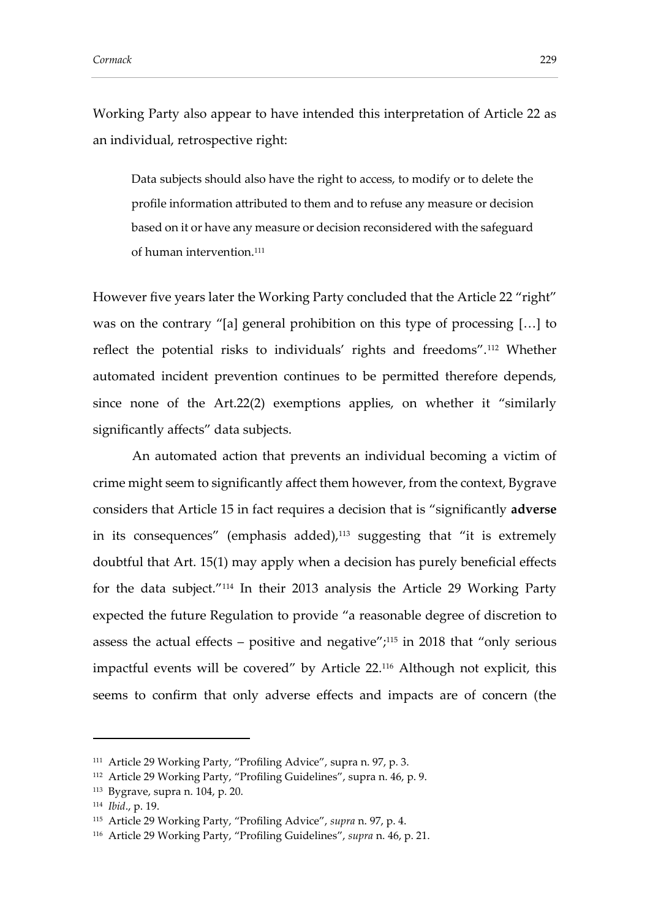Working Party also appear to have intended this interpretation of Article 22 as an individual, retrospective right:

> Data subjects should also have the right to access, to modify or to delete the profile information attributed to them and to refuse any measure or decision based on it or have any measure or decision reconsidered with the safeguard of human intervention.[111]

However five years later the Working Party concluded that the Article 22 "right" was on the contrary "[a] general prohibition on this type of processing […] to reflect the potential risks to individuals' rights and freedoms".[112] Whether automated incident prevention continues to be permitted therefore depends, since none of the Art.22(2) exemptions applies, on whether it "similarly significantly affects" data subjects.

An automated action that prevents an individual becoming a victim of crime might seem to significantly affect them however, from the context, Bygrave considers that Article 15 in fact requires a decision that is "significantly **adverse** in its consequences" (emphasis added),[113] suggesting that "it is extremely doubtful that Art. 15(1) may apply when a decision has purely beneficial effects for the data subject."[114] In their 2013 analysis the Article 29 Working Party expected the future Regulation to provide "a reasonable degree of discretion to assess the actual effects – positive and negative";[115] in 2018 that "only serious impactful events will be covered" by Article 22.[116] Although not explicit, this seems to confirm that only adverse effects and impacts are of concern (the

---

[111] Article 29 Working Party, "Profiling Advice", supra n. 97, p. 3.

[112] Article 29 Working Party, "Profiling Guidelines", supra n. 46, p. 9.

[113] Bygrave, supra n. 104, p. 20.

[114] *Ibid*., p. 19.

[115] Article 29 Working Party, "Profiling Advice", *supra* n. 97, p. 4.

[116] Article 29 Working Party, "Profiling Guidelines", *supra* n. 46, p. 21.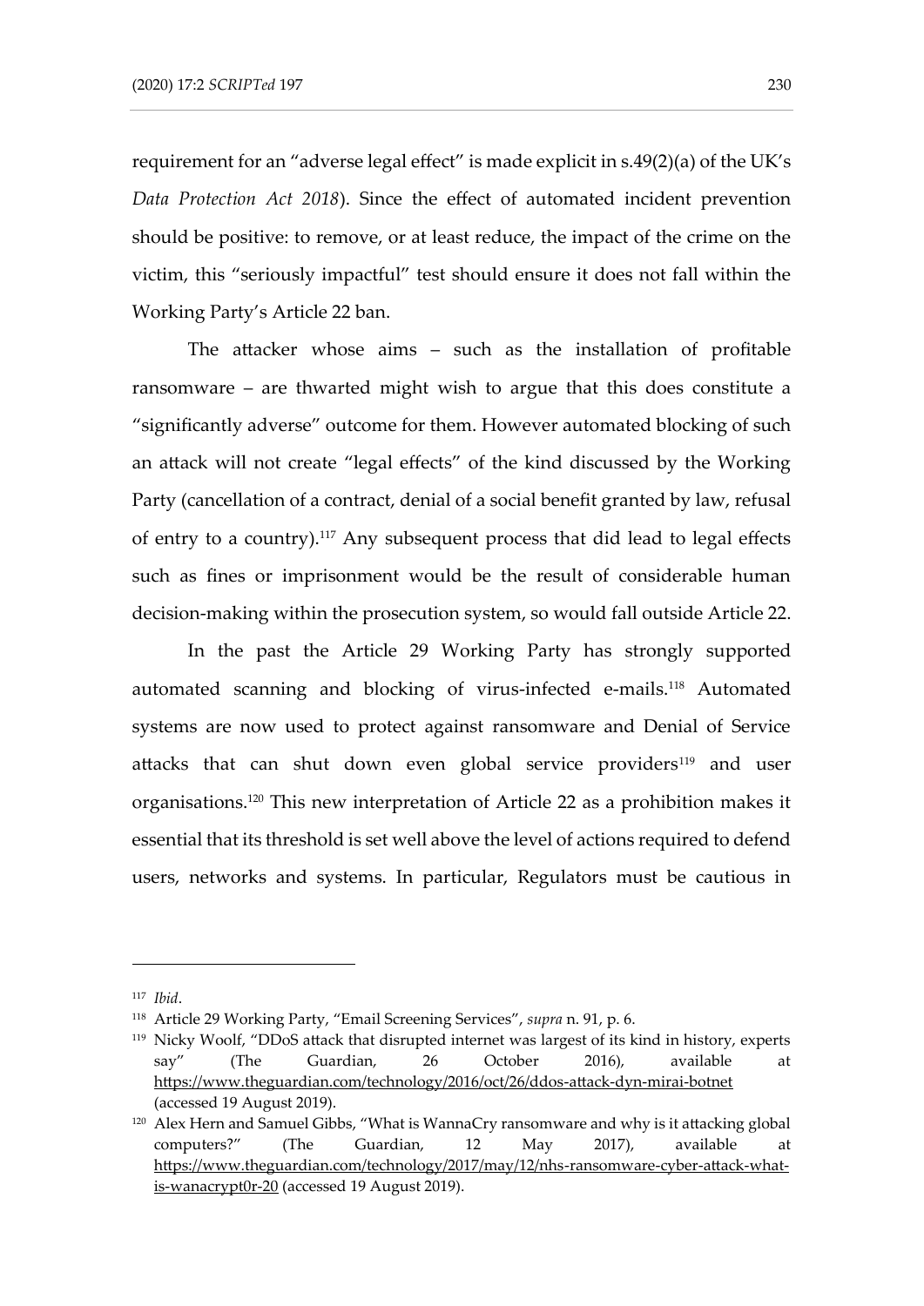requirement for an "adverse legal effect" is made explicit in s.49(2)(a) of the UK's *Data Protection Act 2018*). Since the effect of automated incident prevention should be positive: to remove, or at least reduce, the impact of the crime on the victim, this "seriously impactful" test should ensure it does not fall within the Working Party's Article 22 ban.

The attacker whose aims – such as the installation of profitable ransomware – are thwarted might wish to argue that this does constitute a "significantly adverse" outcome for them. However automated blocking of such an attack will not create "legal effects" of the kind discussed by the Working Party (cancellation of a contract, denial of a social benefit granted by law, refusal of entry to a country).[117] Any subsequent process that did lead to legal effects such as fines or imprisonment would be the result of considerable human decision-making within the prosecution system, so would fall outside Article 22.

In the past the Article 29 Working Party has strongly supported automated scanning and blocking of virus-infected e-mails.[118] Automated systems are now used to protect against ransomware and Denial of Service attacks that can shut down even global service providers[119] and user organisations.[120] This new interpretation of Article 22 as a prohibition makes it essential that its threshold is set well above the level of actions required to defend users, networks and systems. In particular, Regulators must be cautious in

---

[117] *Ibid*.

[118] Article 29 Working Party, "Email Screening Services", *supra* n. 91, p. 6.

[119] Nicky Woolf, "DDoS attack that disrupted internet was largest of its kind in history, experts say" (The Guardian, 26 October 2016), available at https://www.theguardian.com/technology/2016/oct/26/ddos-attack-dyn-mirai-botnet (accessed 19 August 2019).

[120] Alex Hern and Samuel Gibbs, "What is WannaCry ransomware and why is it attacking global computers?" (The Guardian, 12 May 2017), available at https://www.theguardian.com/technology/2017/may/12/nhs-ransomware-cyber-attack-what-is-wanacrypt0r-20 (accessed 19 August 2019).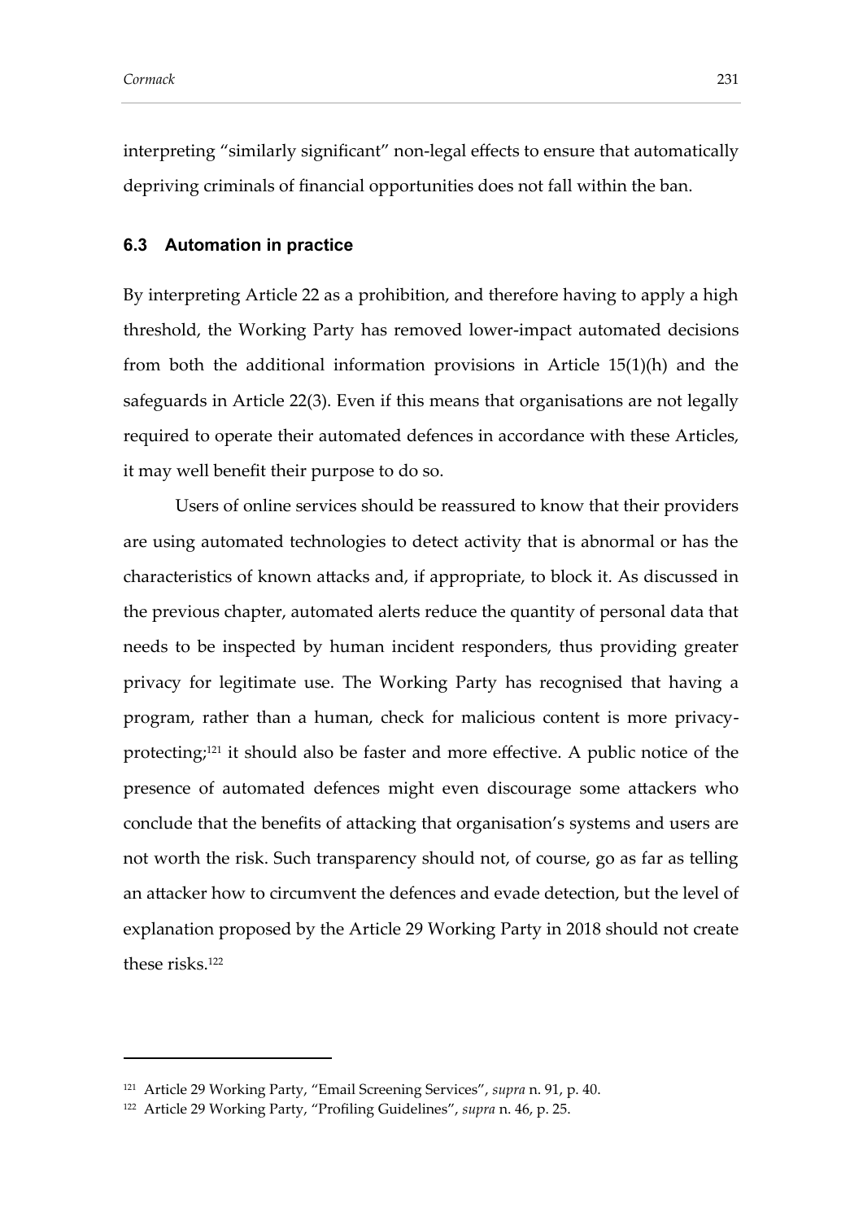interpreting "similarly significant" non-legal effects to ensure that automatically depriving criminals of financial opportunities does not fall within the ban.

### 6.3 Automation in practice

By interpreting Article 22 as a prohibition, and therefore having to apply a high threshold, the Working Party has removed lower-impact automated decisions from both the additional information provisions in Article 15(1)(h) and the safeguards in Article 22(3). Even if this means that organisations are not legally required to operate their automated defences in accordance with these Articles, it may well benefit their purpose to do so.

Users of online services should be reassured to know that their providers are using automated technologies to detect activity that is abnormal or has the characteristics of known attacks and, if appropriate, to block it. As discussed in the previous chapter, automated alerts reduce the quantity of personal data that needs to be inspected by human incident responders, thus providing greater privacy for legitimate use. The Working Party has recognised that having a program, rather than a human, check for malicious content is more privacy-protecting;[121] it should also be faster and more effective. A public notice of the presence of automated defences might even discourage some attackers who conclude that the benefits of attacking that organisation's systems and users are not worth the risk. Such transparency should not, of course, go as far as telling an attacker how to circumvent the defences and evade detection, but the level of explanation proposed by the Article 29 Working Party in 2018 should not create these risks.[122]

---

[121] Article 29 Working Party, "Email Screening Services", *supra* n. 91, p. 40.

[122] Article 29 Working Party, "Profiling Guidelines", *supra* n. 46, p. 25.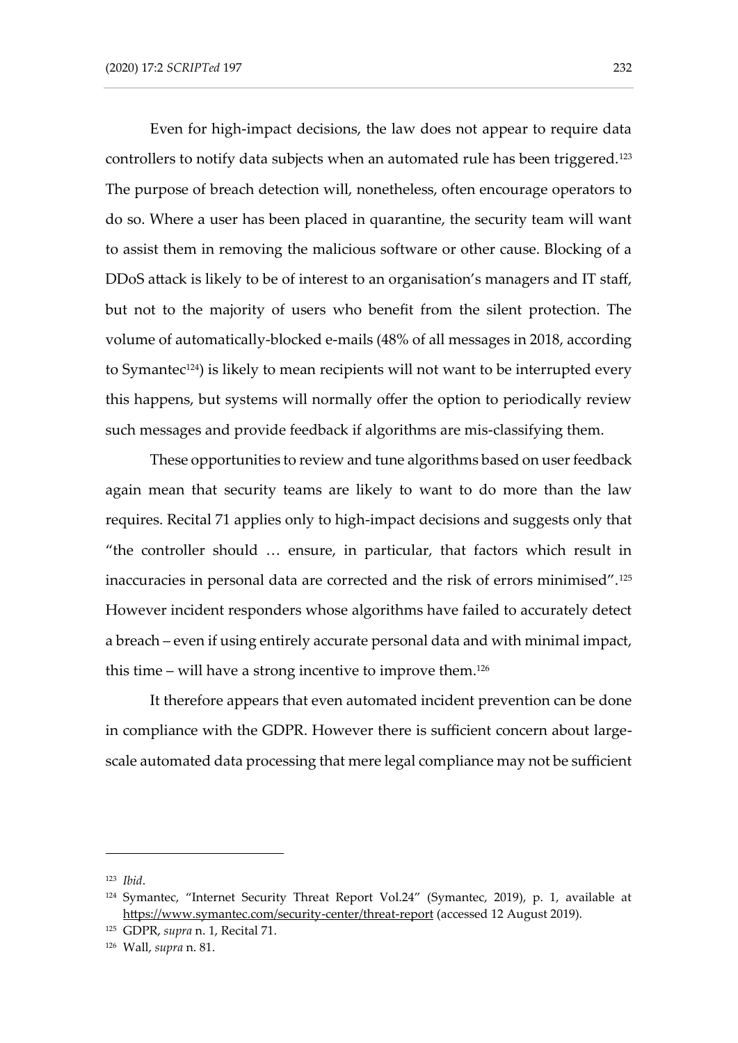Even for high-impact decisions, the law does not appear to require data controllers to notify data subjects when an automated rule has been triggered.[123] The purpose of breach detection will, nonetheless, often encourage operators to do so. Where a user has been placed in quarantine, the security team will want to assist them in removing the malicious software or other cause. Blocking of a DDoS attack is likely to be of interest to an organisation's managers and IT staff, but not to the majority of users who benefit from the silent protection. The volume of automatically-blocked e-mails (48% of all messages in 2018, according to Symantec[124]) is likely to mean recipients will not want to be interrupted every this happens, but systems will normally offer the option to periodically review such messages and provide feedback if algorithms are mis-classifying them.

These opportunities to review and tune algorithms based on user feedback again mean that security teams are likely to want to do more than the law requires. Recital 71 applies only to high-impact decisions and suggests only that "the controller should … ensure, in particular, that factors which result in inaccuracies in personal data are corrected and the risk of errors minimised".[125] However incident responders whose algorithms have failed to accurately detect a breach – even if using entirely accurate personal data and with minimal impact, this time – will have a strong incentive to improve them.[126]

It therefore appears that even automated incident prevention can be done in compliance with the GDPR. However there is sufficient concern about large-scale automated data processing that mere legal compliance may not be sufficient

---

[123] *Ibid*.

[124] Symantec, "Internet Security Threat Report Vol.24" (Symantec, 2019), p. 1, available at https://www.symantec.com/security-center/threat-report (accessed 12 August 2019).

[125] GDPR, *supra* n. 1, Recital 71.

[126] Wall, *supra* n. 81.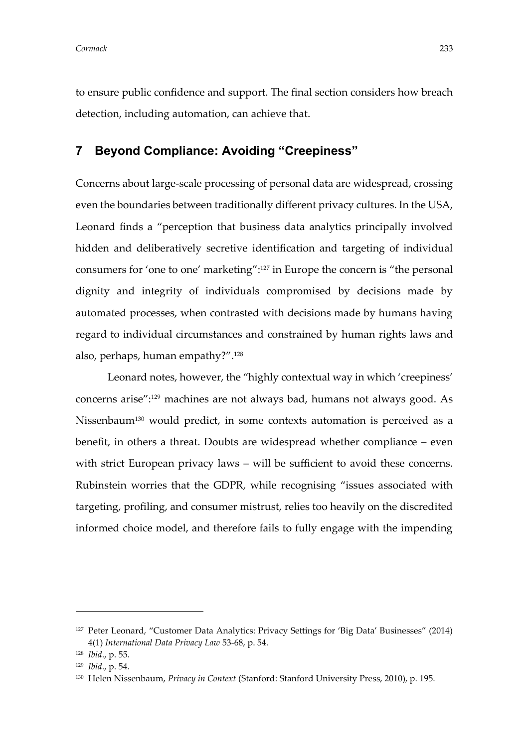to ensure public confidence and support. The final section considers how breach detection, including automation, can achieve that.

## 7 Beyond Compliance: Avoiding "Creepiness"

Concerns about large-scale processing of personal data are widespread, crossing even the boundaries between traditionally different privacy cultures. In the USA, Leonard finds a "perception that business data analytics principally involved hidden and deliberatively secretive identification and targeting of individual consumers for 'one to one' marketing":[127] in Europe the concern is "the personal dignity and integrity of individuals compromised by decisions made by automated processes, when contrasted with decisions made by humans having regard to individual circumstances and constrained by human rights laws and also, perhaps, human empathy?".[128]

Leonard notes, however, the "highly contextual way in which 'creepiness' concerns arise":[129] machines are not always bad, humans not always good. As Nissenbaum[130] would predict, in some contexts automation is perceived as a benefit, in others a threat. Doubts are widespread whether compliance – even with strict European privacy laws – will be sufficient to avoid these concerns. Rubinstein worries that the GDPR, while recognising "issues associated with targeting, profiling, and consumer mistrust, relies too heavily on the discredited informed choice model, and therefore fails to fully engage with the impending

---

[127] Peter Leonard, "Customer Data Analytics: Privacy Settings for 'Big Data' Businesses" (2014) 4(1) *International Data Privacy Law* 53-68, p. 54.

[128] *Ibid*., p. 55.

[129] *Ibid*., p. 54.

[130] Helen Nissenbaum, *Privacy in Context* (Stanford: Stanford University Press, 2010), p. 195.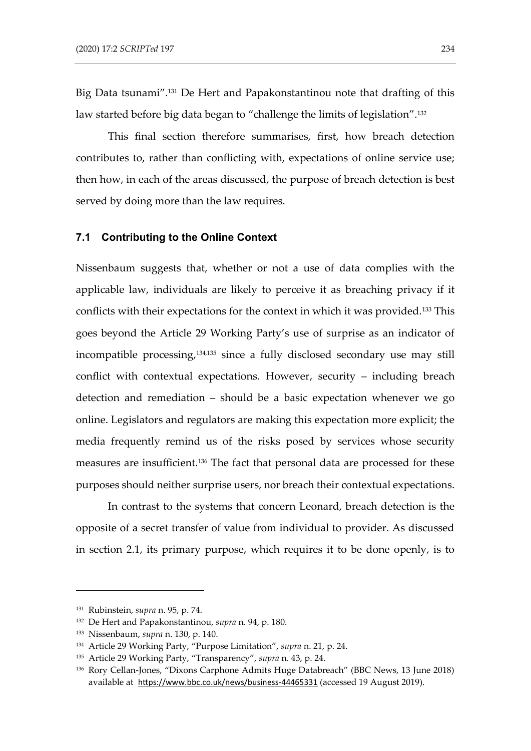Big Data tsunami".[131] De Hert and Papakonstantinou note that drafting of this law started before big data began to "challenge the limits of legislation".[132]

This final section therefore summarises, first, how breach detection contributes to, rather than conflicting with, expectations of online service use; then how, in each of the areas discussed, the purpose of breach detection is best served by doing more than the law requires.

### 7.1 Contributing to the Online Context

Nissenbaum suggests that, whether or not a use of data complies with the applicable law, individuals are likely to perceive it as breaching privacy if it conflicts with their expectations for the context in which it was provided.[133] This goes beyond the Article 29 Working Party's use of surprise as an indicator of incompatible processing,[134,135] since a fully disclosed secondary use may still conflict with contextual expectations. However, security – including breach detection and remediation – should be a basic expectation whenever we go online. Legislators and regulators are making this expectation more explicit; the media frequently remind us of the risks posed by services whose security measures are insufficient.[136] The fact that personal data are processed for these purposes should neither surprise users, nor breach their contextual expectations.

In contrast to the systems that concern Leonard, breach detection is the opposite of a secret transfer of value from individual to provider. As discussed in section 2.1, its primary purpose, which requires it to be done openly, is to

---

[131] Rubinstein, *supra* n. 95, p. 74.

[132] De Hert and Papakonstantinou, *supra* n. 94, p. 180.

[133] Nissenbaum, *supra* n. 130, p. 140.

[134] Article 29 Working Party, "Purpose Limitation", *supra* n. 21, p. 24.

[135] Article 29 Working Party, "Transparency", *supra* n. 43, p. 24.

[136] Rory Cellan-Jones, "Dixons Carphone Admits Huge Databreach" (BBC News, 13 June 2018) available at https://www.bbc.co.uk/news/business-44465331 (accessed 19 August 2019).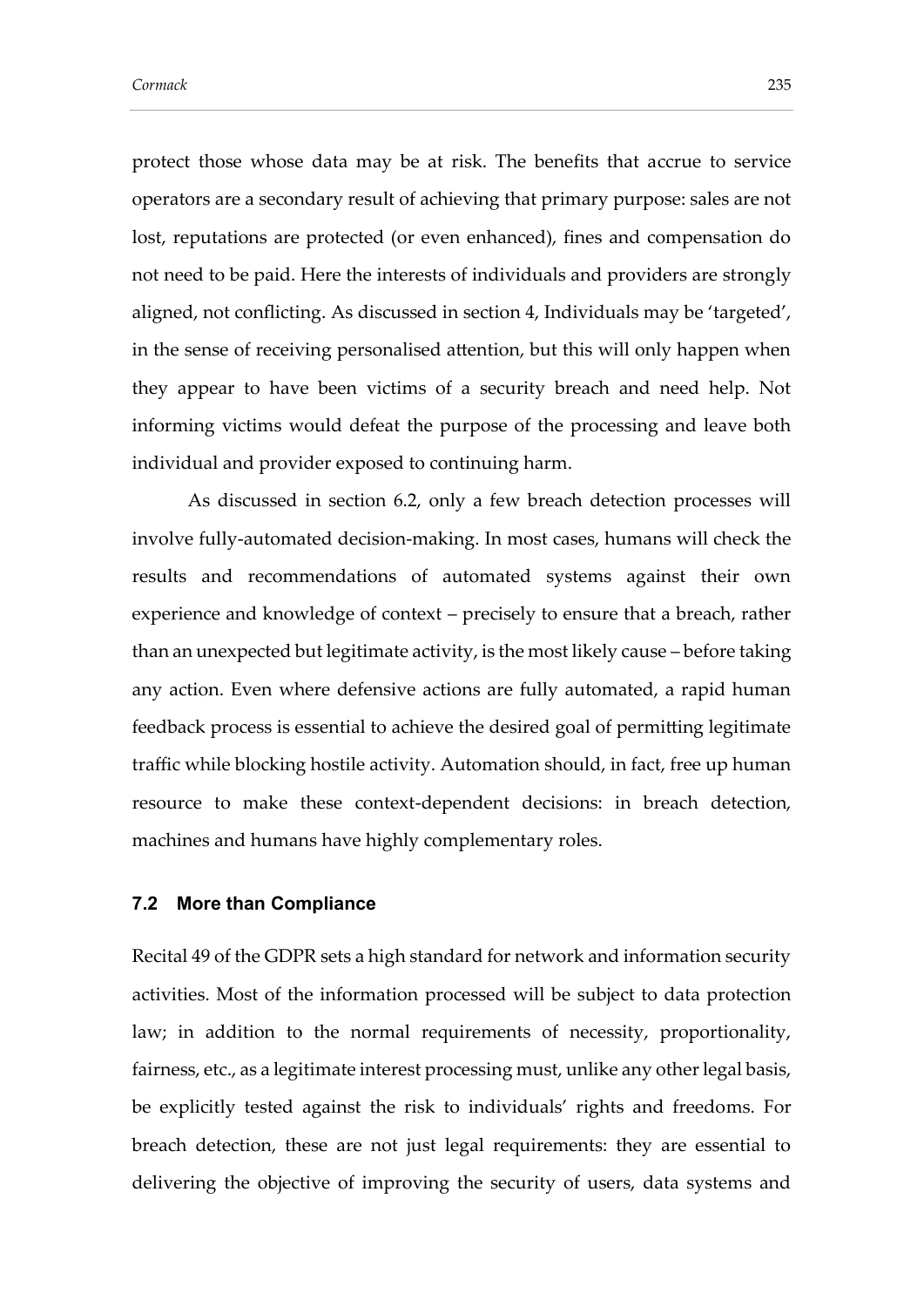protect those whose data may be at risk. The benefits that accrue to service operators are a secondary result of achieving that primary purpose: sales are not lost, reputations are protected (or even enhanced), fines and compensation do not need to be paid. Here the interests of individuals and providers are strongly aligned, not conflicting. As discussed in section 4, Individuals may be 'targeted', in the sense of receiving personalised attention, but this will only happen when they appear to have been victims of a security breach and need help. Not informing victims would defeat the purpose of the processing and leave both individual and provider exposed to continuing harm.

As discussed in section 6.2, only a few breach detection processes will involve fully-automated decision-making. In most cases, humans will check the results and recommendations of automated systems against their own experience and knowledge of context – precisely to ensure that a breach, rather than an unexpected but legitimate activity, is the most likely cause – before taking any action. Even where defensive actions are fully automated, a rapid human feedback process is essential to achieve the desired goal of permitting legitimate traffic while blocking hostile activity. Automation should, in fact, free up human resource to make these context-dependent decisions: in breach detection, machines and humans have highly complementary roles.

### 7.2 More than Compliance

Recital 49 of the GDPR sets a high standard for network and information security activities. Most of the information processed will be subject to data protection law; in addition to the normal requirements of necessity, proportionality, fairness, etc., as a legitimate interest processing must, unlike any other legal basis, be explicitly tested against the risk to individuals' rights and freedoms. For breach detection, these are not just legal requirements: they are essential to delivering the objective of improving the security of users, data systems and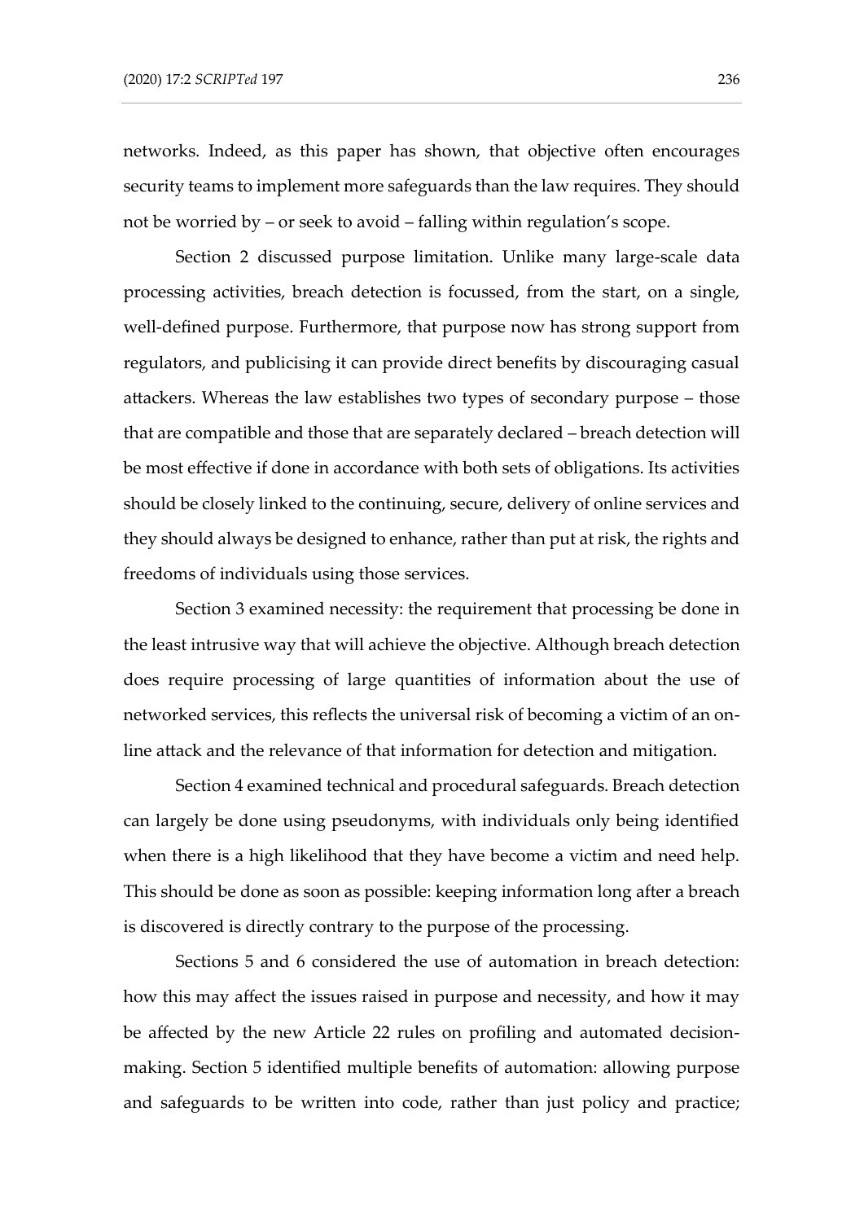networks. Indeed, as this paper has shown, that objective often encourages security teams to implement more safeguards than the law requires. They should not be worried by – or seek to avoid – falling within regulation's scope.

Section 2 discussed purpose limitation. Unlike many large-scale data processing activities, breach detection is focussed, from the start, on a single, well-defined purpose. Furthermore, that purpose now has strong support from regulators, and publicising it can provide direct benefits by discouraging casual attackers. Whereas the law establishes two types of secondary purpose – those that are compatible and those that are separately declared – breach detection will be most effective if done in accordance with both sets of obligations. Its activities should be closely linked to the continuing, secure, delivery of online services and they should always be designed to enhance, rather than put at risk, the rights and freedoms of individuals using those services.

Section 3 examined necessity: the requirement that processing be done in the least intrusive way that will achieve the objective. Although breach detection does require processing of large quantities of information about the use of networked services, this reflects the universal risk of becoming a victim of an on-line attack and the relevance of that information for detection and mitigation.

Section 4 examined technical and procedural safeguards. Breach detection can largely be done using pseudonyms, with individuals only being identified when there is a high likelihood that they have become a victim and need help. This should be done as soon as possible: keeping information long after a breach is discovered is directly contrary to the purpose of the processing.

Sections 5 and 6 considered the use of automation in breach detection: how this may affect the issues raised in purpose and necessity, and how it may be affected by the new Article 22 rules on profiling and automated decision-making. Section 5 identified multiple benefits of automation: allowing purpose and safeguards to be written into code, rather than just policy and practice;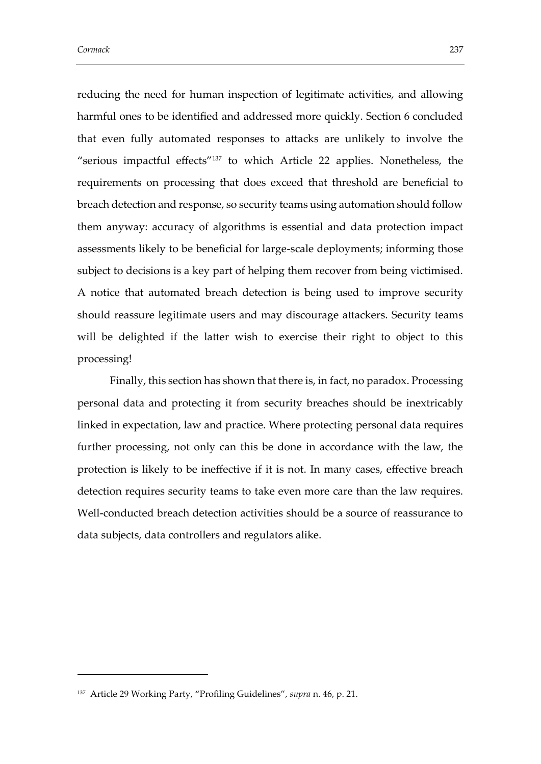reducing the need for human inspection of legitimate activities, and allowing harmful ones to be identified and addressed more quickly. Section 6 concluded that even fully automated responses to attacks are unlikely to involve the "serious impactful effects"[137] to which Article 22 applies. Nonetheless, the requirements on processing that does exceed that threshold are beneficial to breach detection and response, so security teams using automation should follow them anyway: accuracy of algorithms is essential and data protection impact assessments likely to be beneficial for large-scale deployments; informing those subject to decisions is a key part of helping them recover from being victimised. A notice that automated breach detection is being used to improve security should reassure legitimate users and may discourage attackers. Security teams will be delighted if the latter wish to exercise their right to object to this processing!

Finally, this section has shown that there is, in fact, no paradox. Processing personal data and protecting it from security breaches should be inextricably linked in expectation, law and practice. Where protecting personal data requires further processing, not only can this be done in accordance with the law, the protection is likely to be ineffective if it is not. In many cases, effective breach detection requires security teams to take even more care than the law requires. Well-conducted breach detection activities should be a source of reassurance to data subjects, data controllers and regulators alike.

---

[137] Article 29 Working Party, "Profiling Guidelines", *supra* n. 46, p. 21.